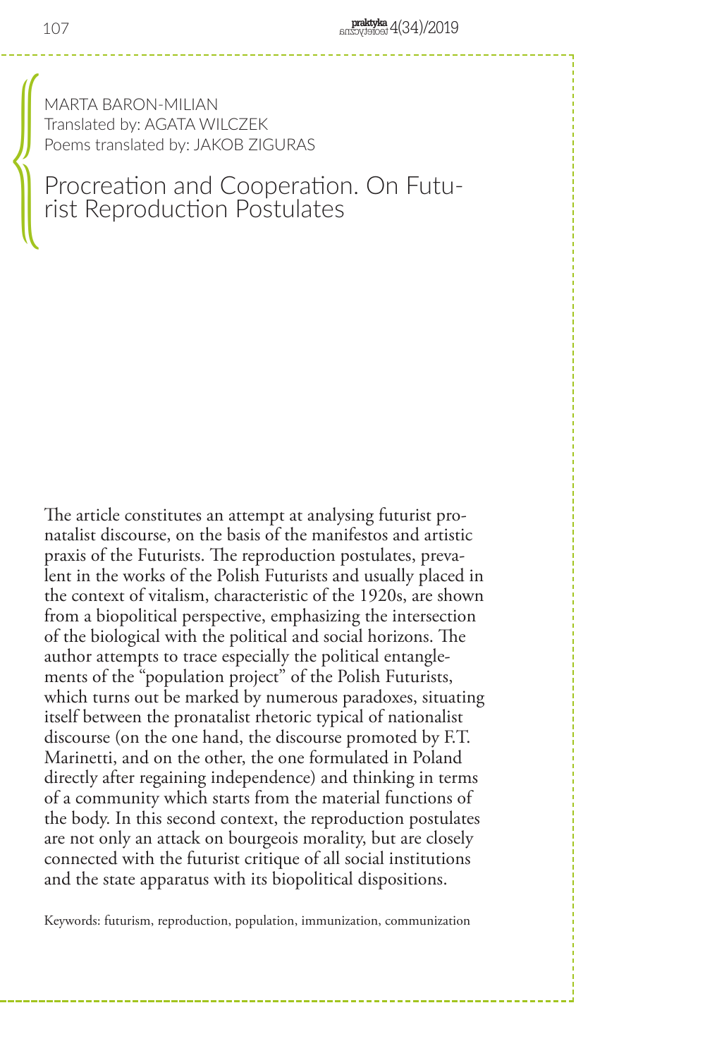MARTA BARON-MILIAN
Translated by: AGATA WILCZEK
Poems translated by: JAKOB ZIGURAS

# Procreation and Cooperation. On Futurist Reproduction Postulates

The article constitutes an attempt at analysing futurist pronatalist discourse, on the basis of the manifestos and artistic praxis of the Futurists. The reproduction postulates, prevalent in the works of the Polish Futurists and usually placed in the context of vitalism, characteristic of the 1920s, are shown from a biopolitical perspective, emphasizing the intersection of the biological with the political and social horizons. The author attempts to trace especially the political entanglements of the "population project" of the Polish Futurists, which turns out be marked by numerous paradoxes, situating itself between the pronatalist rhetoric typical of nationalist discourse (on the one hand, the discourse promoted by F.T. Marinetti, and on the other, the one formulated in Poland directly after regaining independence) and thinking in terms of a community which starts from the material functions of the body. In this second context, the reproduction postulates are not only an attack on bourgeois morality, but are closely connected with the futurist critique of all social institutions and the state apparatus with its biopolitical dispositions.

Keywords: futurism, reproduction, population, immunization, communization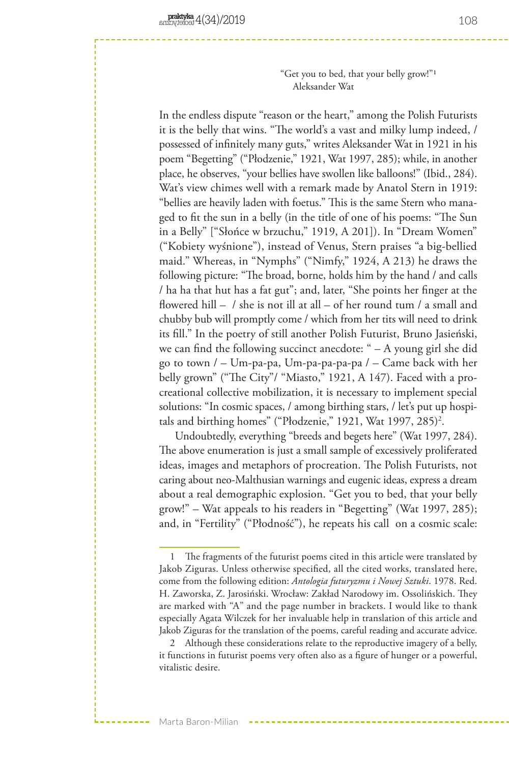"Get you to bed, that your belly grow!"[1]
Aleksander Wat

In the endless dispute "reason or the heart," among the Polish Futurists it is the belly that wins. "The world's a vast and milky lump indeed, / possessed of infinitely many guts," writes Aleksander Wat in 1921 in his poem "Begetting" ("Płodzenie," 1921, Wat 1997, 285); while, in another place, he observes, "your bellies have swollen like balloons!" (Ibid., 284). Wat's view chimes well with a remark made by Anatol Stern in 1919: "bellies are heavily laden with foetus." This is the same Stern who managed to fit the sun in a belly (in the title of one of his poems: "The Sun in a Belly" ["Słońce w brzuchu," 1919, A 201]). In "Dream Women" ("Kobiety wyśnione"), instead of Venus, Stern praises "a big-bellied maid." Whereas, in "Nymphs" ("Nimfy," 1924, A 213) he draws the following picture: "The broad, borne, holds him by the hand / and calls / ha ha that hut has a fat gut"; and, later, "She points her finger at the flowered hill – / she is not ill at all – of her round tum / a small and chubby bub will promptly come / which from her tits will need to drink its fill." In the poetry of still another Polish Futurist, Bruno Jasieński, we can find the following succinct anecdote: " – A young girl she did go to town / – Um-pa-pa, Um-pa-pa-pa-pa / – Came back with her belly grown" ("The City"/ "Miasto," 1921, A 147). Faced with a procreational collective mobilization, it is necessary to implement special solutions: "In cosmic spaces, / among birthing stars, / let's put up hospitals and birthing homes" ("Płodzenie," 1921, Wat 1997, 285)[2].

Undoubtedly, everything "breeds and begets here" (Wat 1997, 284). The above enumeration is just a small sample of excessively proliferated ideas, images and metaphors of procreation. The Polish Futurists, not caring about neo-Malthusian warnings and eugenic ideas, express a dream about a real demographic explosion. "Get you to bed, that your belly grow!" – Wat appeals to his readers in "Begetting" (Wat 1997, 285); and, in "Fertility" ("Płodność"), he repeats his call on a cosmic scale:

---

1 The fragments of the futurist poems cited in this article were translated by Jakob Ziguras. Unless otherwise specified, all the cited works, translated here, come from the following edition: *Antologia futuryzmu i Nowej Sztuki*. 1978. Red. H. Zaworska, Z. Jarosiński. Wrocław: Zakład Narodowy im. Ossolińskich. They are marked with "A" and the page number in brackets. I would like to thank especially Agata Wilczek for her invaluable help in translation of this article and Jakob Ziguras for the translation of the poems, careful reading and accurate advice.

2 Although these considerations relate to the reproductive imagery of a belly, it functions in futurist poems very often also as a figure of hunger or a powerful, vitalistic desire.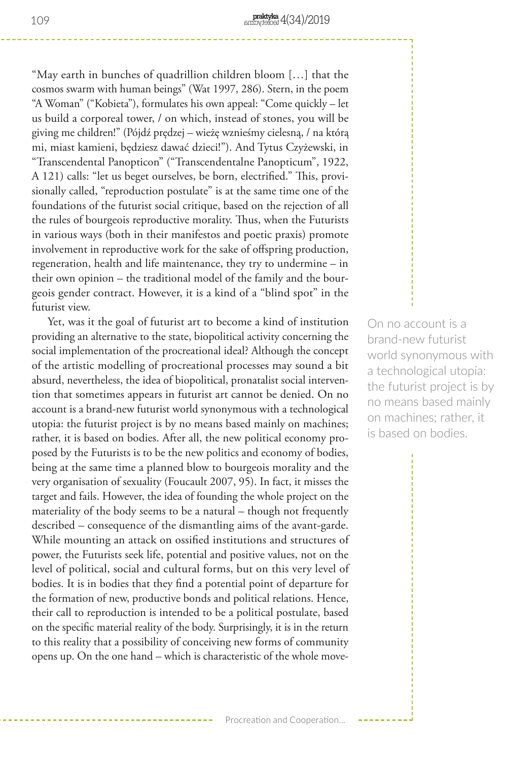"May earth in bunches of quadrillion children bloom […] that the cosmos swarm with human beings" (Wat 1997, 286). Stern, in the poem "A Woman" ("Kobieta"), formulates his own appeal: "Come quickly – let us build a corporeal tower, / on which, instead of stones, you will be giving me children!" (Pójdź prędzej – wieżę wznieśmy cielesną, / na którą mi, miast kamieni, będziesz dawać dzieci!"). And Tytus Czyżewski, in "Transcendental Panopticon" ("Transcendentalne Panopticum", 1922, A 121) calls: "let us beget ourselves, be born, electrified." This, provisionally called, "reproduction postulate" is at the same time one of the foundations of the futurist social critique, based on the rejection of all the rules of bourgeois reproductive morality. Thus, when the Futurists in various ways (both in their manifestos and poetic praxis) promote involvement in reproductive work for the sake of offspring production, regeneration, health and life maintenance, they try to undermine – in their own opinion – the traditional model of the family and the bourgeois gender contract. However, it is a kind of a "blind spot" in the futurist view.

Yet, was it the goal of futurist art to become a kind of institution providing an alternative to the state, biopolitical activity concerning the social implementation of the procreational ideal? Although the concept of the artistic modelling of procreational processes may sound a bit absurd, nevertheless, the idea of biopolitical, pronatalist social intervention that sometimes appears in futurist art cannot be denied. On no account is a brand-new futurist world synonymous with a technological utopia: the futurist project is by no means based mainly on machines; rather, it is based on bodies. After all, the new political economy proposed by the Futurists is to be the new politics and economy of bodies, being at the same time a planned blow to bourgeois morality and the very organisation of sexuality (Foucault 2007, 95). In fact, it misses the target and fails. However, the idea of founding the whole project on the materiality of the body seems to be a natural – though not frequently described – consequence of the dismantling aims of the avant-garde. While mounting an attack on ossified institutions and structures of power, the Futurists seek life, potential and positive values, not on the level of political, social and cultural forms, but on this very level of bodies. It is in bodies that they find a potential point of departure for the formation of new, productive bonds and political relations. Hence, their call to reproduction is intended to be a political postulate, based on the specific material reality of the body. Surprisingly, it is in the return to this reality that a possibility of conceiving new forms of community opens up. On the one hand – which is characteristic of the whole move-

> On no account is a brand-new futurist world synonymous with a technological utopia: the futurist project is by no means based mainly on machines; rather, it is based on bodies.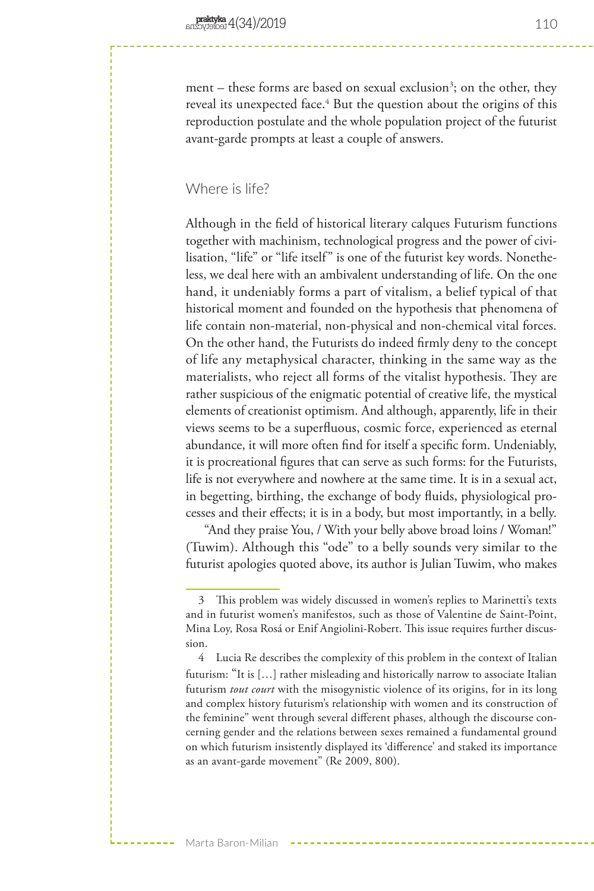ment – these forms are based on sexual exclusion[3]; on the other, they reveal its unexpected face.[4] But the question about the origins of this reproduction postulate and the whole population project of the futurist avant-garde prompts at least a couple of answers.

## Where is life?

Although in the field of historical literary calques Futurism functions together with machinism, technological progress and the power of civilisation, "life" or "life itself" is one of the futurist key words. Nonetheless, we deal here with an ambivalent understanding of life. On the one hand, it undeniably forms a part of vitalism, a belief typical of that historical moment and founded on the hypothesis that phenomena of life contain non-material, non-physical and non-chemical vital forces. On the other hand, the Futurists do indeed firmly deny to the concept of life any metaphysical character, thinking in the same way as the materialists, who reject all forms of the vitalist hypothesis. They are rather suspicious of the enigmatic potential of creative life, the mystical elements of creationist optimism. And although, apparently, life in their views seems to be a superfluous, cosmic force, experienced as eternal abundance, it will more often find for itself a specific form. Undeniably, it is procreational figures that can serve as such forms: for the Futurists, life is not everywhere and nowhere at the same time. It is in a sexual act, in begetting, birthing, the exchange of body fluids, physiological processes and their effects; it is in a body, but most importantly, in a belly.

"And they praise You, / With your belly above broad loins / Woman!" (Tuwim). Although this "ode" to a belly sounds very similar to the futurist apologies quoted above, its author is Julian Tuwim, who makes

3 This problem was widely discussed in women's replies to Marinetti's texts and in futurist women's manifestos, such as those of Valentine de Saint-Point, Mina Loy, Rosa Rosá or Enif Angiolini-Robert. This issue requires further discussion.

4 Lucia Re describes the complexity of this problem in the context of Italian futurism: "It is […] rather misleading and historically narrow to associate Italian futurism *tout court* with the misogynistic violence of its origins, for in its long and complex history futurism's relationship with women and its construction of the feminine" went through several different phases, although the discourse concerning gender and the relations between sexes remained a fundamental ground on which futurism insistently displayed its 'difference' and staked its importance as an avant-garde movement" (Re 2009, 800).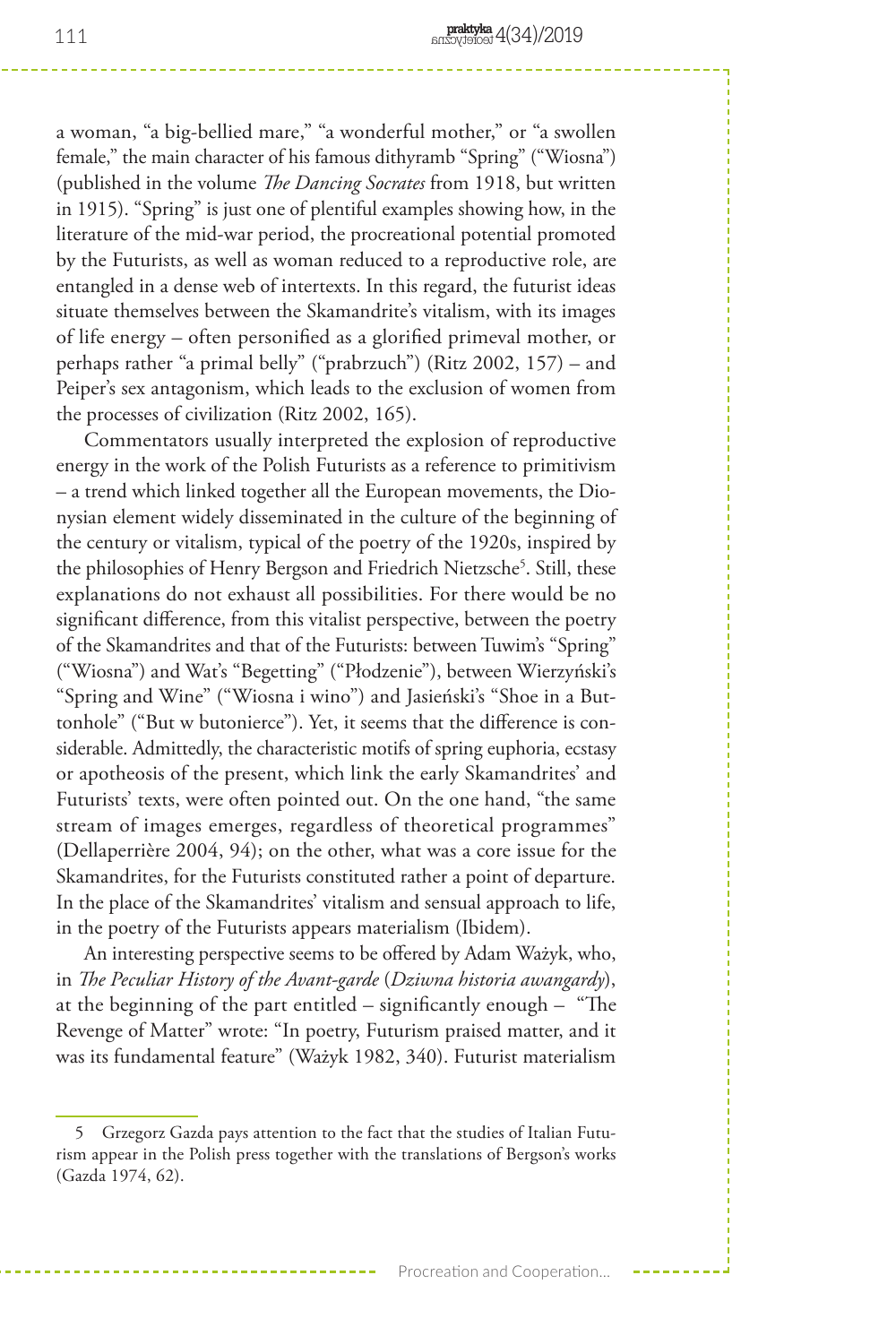a woman, "a big-bellied mare," "a wonderful mother," or "a swollen female," the main character of his famous dithyramb "Spring" ("Wiosna") (published in the volume *The Dancing Socrates* from 1918, but written in 1915). "Spring" is just one of plentiful examples showing how, in the literature of the mid-war period, the procreational potential promoted by the Futurists, as well as woman reduced to a reproductive role, are entangled in a dense web of intertexts. In this regard, the futurist ideas situate themselves between the Skamandrite's vitalism, with its images of life energy – often personified as a glorified primeval mother, or perhaps rather "a primal belly" ("prabrzuch") (Ritz 2002, 157) – and Peiper's sex antagonism, which leads to the exclusion of women from the processes of civilization (Ritz 2002, 165).

Commentators usually interpreted the explosion of reproductive energy in the work of the Polish Futurists as a reference to primitivism – a trend which linked together all the European movements, the Dionysian element widely disseminated in the culture of the beginning of the century or vitalism, typical of the poetry of the 1920s, inspired by the philosophies of Henry Bergson and Friedrich Nietzsche[5]. Still, these explanations do not exhaust all possibilities. For there would be no significant difference, from this vitalist perspective, between the poetry of the Skamandrites and that of the Futurists: between Tuwim's "Spring" ("Wiosna") and Wat's "Begetting" ("Płodzenie"), between Wierzyński's "Spring and Wine" ("Wiosna i wino") and Jasieński's "Shoe in a Buttonhole" ("But w butonierce"). Yet, it seems that the difference is considerable. Admittedly, the characteristic motifs of spring euphoria, ecstasy or apotheosis of the present, which link the early Skamandrites' and Futurists' texts, were often pointed out. On the one hand, "the same stream of images emerges, regardless of theoretical programmes" (Dellaperrière 2004, 94); on the other, what was a core issue for the Skamandrites, for the Futurists constituted rather a point of departure. In the place of the Skamandrites' vitalism and sensual approach to life, in the poetry of the Futurists appears materialism (Ibidem).

An interesting perspective seems to be offered by Adam Ważyk, who, in *The Peculiar History of the Avant-garde* (*Dziwna historia awangardy*), at the beginning of the part entitled – significantly enough – "The Revenge of Matter" wrote: "In poetry, Futurism praised matter, and it was its fundamental feature" (Ważyk 1982, 340). Futurist materialism

5 Grzegorz Gazda pays attention to the fact that the studies of Italian Futurism appear in the Polish press together with the translations of Bergson's works (Gazda 1974, 62).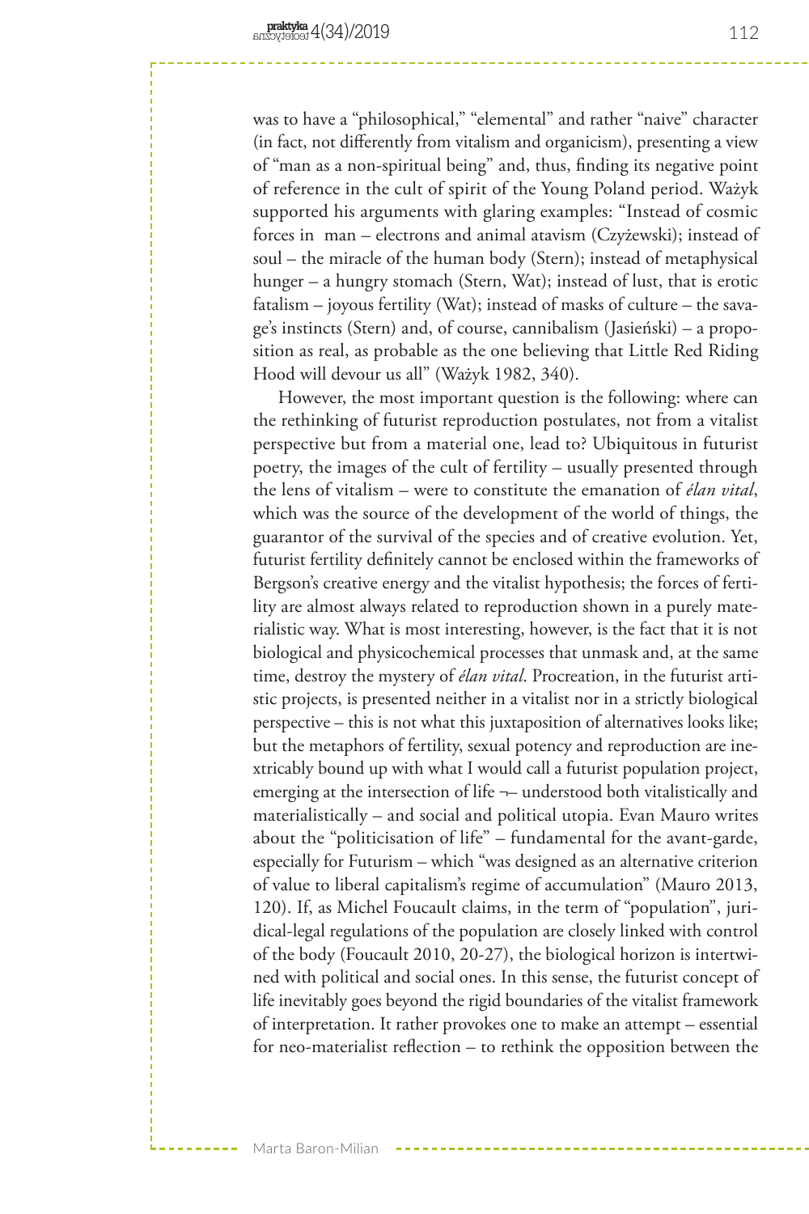was to have a "philosophical," "elemental" and rather "naive" character (in fact, not differently from vitalism and organicism), presenting a view of "man as a non-spiritual being" and, thus, finding its negative point of reference in the cult of spirit of the Young Poland period. Ważyk supported his arguments with glaring examples: "Instead of cosmic forces in man – electrons and animal atavism (Czyżewski); instead of soul – the miracle of the human body (Stern); instead of metaphysical hunger – a hungry stomach (Stern, Wat); instead of lust, that is erotic fatalism – joyous fertility (Wat); instead of masks of culture – the savage's instincts (Stern) and, of course, cannibalism (Jasieński) – a proposition as real, as probable as the one believing that Little Red Riding Hood will devour us all" (Ważyk 1982, 340).

However, the most important question is the following: where can the rethinking of futurist reproduction postulates, not from a vitalist perspective but from a material one, lead to? Ubiquitous in futurist poetry, the images of the cult of fertility – usually presented through the lens of vitalism – were to constitute the emanation of *élan vital*, which was the source of the development of the world of things, the guarantor of the survival of the species and of creative evolution. Yet, futurist fertility definitely cannot be enclosed within the frameworks of Bergson's creative energy and the vitalist hypothesis; the forces of fertility are almost always related to reproduction shown in a purely materialistic way. What is most interesting, however, is the fact that it is not biological and physicochemical processes that unmask and, at the same time, destroy the mystery of *élan vital*. Procreation, in the futurist artistic projects, is presented neither in a vitalist nor in a strictly biological perspective – this is not what this juxtaposition of alternatives looks like; but the metaphors of fertility, sexual potency and reproduction are inextricably bound up with what I would call a futurist population project, emerging at the intersection of life ¬– understood both vitalistically and materialistically – and social and political utopia. Evan Mauro writes about the "politicisation of life" – fundamental for the avant-garde, especially for Futurism – which "was designed as an alternative criterion of value to liberal capitalism's regime of accumulation" (Mauro 2013, 120). If, as Michel Foucault claims, in the term of "population", juridical-legal regulations of the population are closely linked with control of the body (Foucault 2010, 20-27), the biological horizon is intertwined with political and social ones. In this sense, the futurist concept of life inevitably goes beyond the rigid boundaries of the vitalist framework of interpretation. It rather provokes one to make an attempt – essential for neo-materialist reflection – to rethink the opposition between the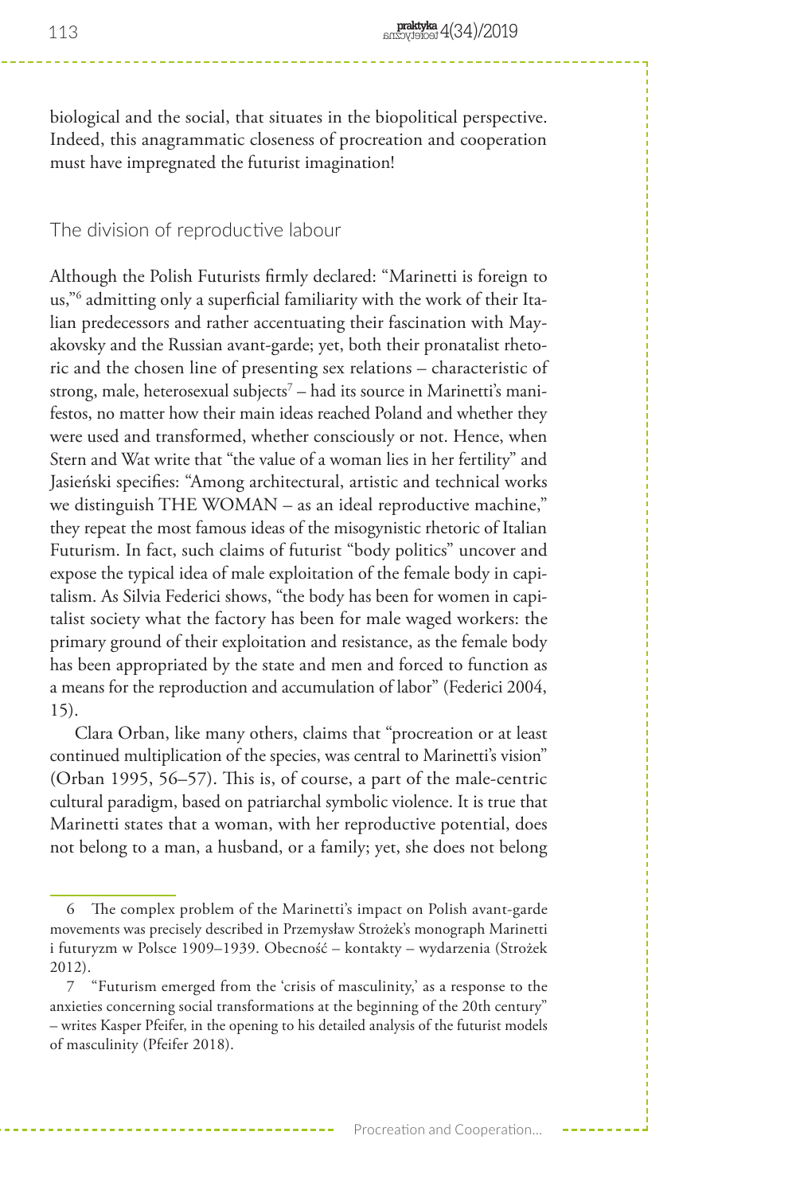biological and the social, that situates in the biopolitical perspective. Indeed, this anagrammatic closeness of procreation and cooperation must have impregnated the futurist imagination!

## The division of reproductive labour

Although the Polish Futurists firmly declared: "Marinetti is foreign to us,"[6] admitting only a superficial familiarity with the work of their Italian predecessors and rather accentuating their fascination with Mayakovsky and the Russian avant-garde; yet, both their pronatalist rhetoric and the chosen line of presenting sex relations – characteristic of strong, male, heterosexual subjects[7] – had its source in Marinetti's manifestos, no matter how their main ideas reached Poland and whether they were used and transformed, whether consciously or not. Hence, when Stern and Wat write that "the value of a woman lies in her fertility" and Jasieński specifies: "Among architectural, artistic and technical works we distinguish THE WOMAN – as an ideal reproductive machine," they repeat the most famous ideas of the misogynistic rhetoric of Italian Futurism. In fact, such claims of futurist "body politics" uncover and expose the typical idea of male exploitation of the female body in capitalism. As Silvia Federici shows, "the body has been for women in capitalist society what the factory has been for male waged workers: the primary ground of their exploitation and resistance, as the female body has been appropriated by the state and men and forced to function as a means for the reproduction and accumulation of labor" (Federici 2004, 15).

Clara Orban, like many others, claims that "procreation or at least continued multiplication of the species, was central to Marinetti's vision" (Orban 1995, 56–57). This is, of course, a part of the male-centric cultural paradigm, based on patriarchal symbolic violence. It is true that Marinetti states that a woman, with her reproductive potential, does not belong to a man, a husband, or a family; yet, she does not belong

---

6 The complex problem of the Marinetti's impact on Polish avant-garde movements was precisely described in Przemysław Strożek's monograph Marinetti i futuryzm w Polsce 1909–1939. Obecność – kontakty – wydarzenia (Strożek 2012).

7 "Futurism emerged from the 'crisis of masculinity,' as a response to the anxieties concerning social transformations at the beginning of the 20th century" – writes Kasper Pfeifer, in the opening to his detailed analysis of the futurist models of masculinity (Pfeifer 2018).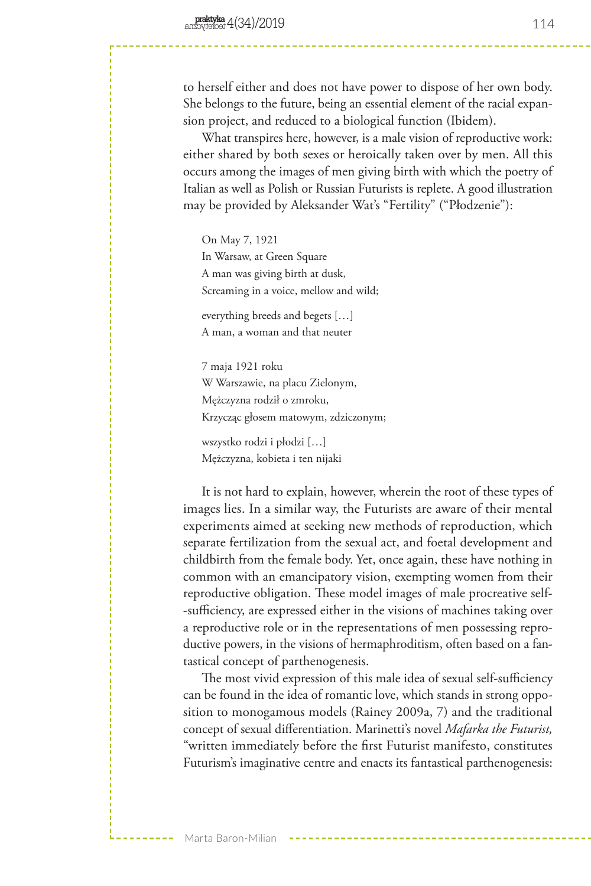to herself either and does not have power to dispose of her own body. She belongs to the future, being an essential element of the racial expansion project, and reduced to a biological function (Ibidem).

What transpires here, however, is a male vision of reproductive work: either shared by both sexes or heroically taken over by men. All this occurs among the images of men giving birth with which the poetry of Italian as well as Polish or Russian Futurists is replete. A good illustration may be provided by Aleksander Wat's "Fertility" ("Płodzenie"):

> On May 7, 1921
> In Warsaw, at Green Square
> A man was giving birth at dusk,
> Screaming in a voice, mellow and wild;
>
> everything breeds and begets […]
> A man, a woman and that neuter
>
> 7 maja 1921 roku
> W Warszawie, na placu Zielonym,
> Mężczyzna rodził o zmroku,
> Krzycząc głosem matowym, zdziczonym;
>
> wszystko rodzi i płodzi […]
> Mężczyzna, kobieta i ten nijaki

It is not hard to explain, however, wherein the root of these types of images lies. In a similar way, the Futurists are aware of their mental experiments aimed at seeking new methods of reproduction, which separate fertilization from the sexual act, and foetal development and childbirth from the female body. Yet, once again, these have nothing in common with an emancipatory vision, exempting women from their reproductive obligation. These model images of male procreative self-sufficiency, are expressed either in the visions of machines taking over a reproductive role or in the representations of men possessing reproductive powers, in the visions of hermaphroditism, often based on a fantastical concept of parthenogenesis.

The most vivid expression of this male idea of sexual self-sufficiency can be found in the idea of romantic love, which stands in strong opposition to monogamous models (Rainey 2009a, 7) and the traditional concept of sexual differentiation. Marinetti's novel *Mafarka the Futurist,* "written immediately before the first Futurist manifesto, constitutes Futurism's imaginative centre and enacts its fantastical parthenogenesis: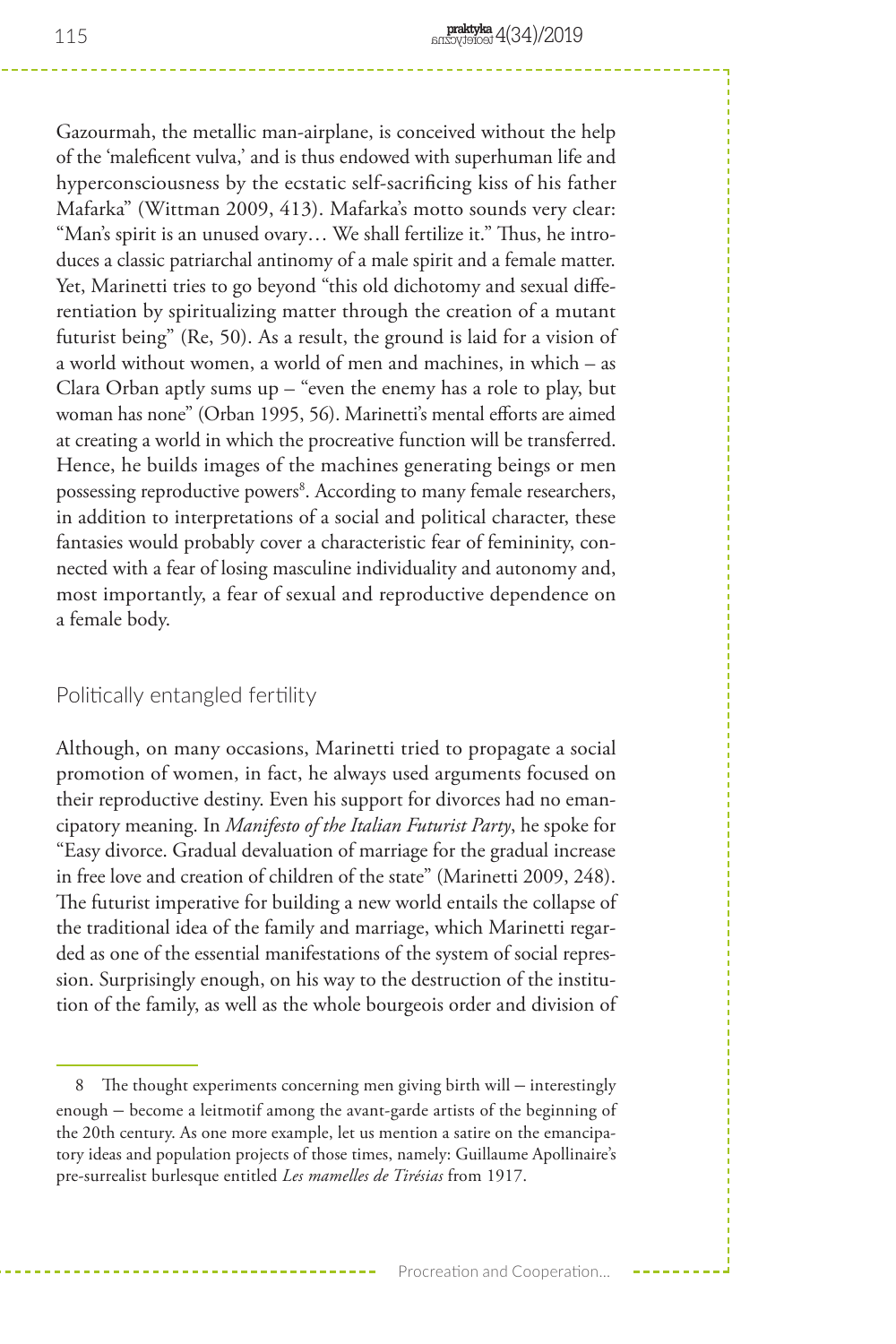Gazourmah, the metallic man-airplane, is conceived without the help of the 'maleficent vulva,' and is thus endowed with superhuman life and hyperconsciousness by the ecstatic self-sacrificing kiss of his father Mafarka" (Wittman 2009, 413). Mafarka's motto sounds very clear: "Man's spirit is an unused ovary… We shall fertilize it." Thus, he introduces a classic patriarchal antinomy of a male spirit and a female matter. Yet, Marinetti tries to go beyond "this old dichotomy and sexual differentiation by spiritualizing matter through the creation of a mutant futurist being" (Re, 50). As a result, the ground is laid for a vision of a world without women, a world of men and machines, in which – as Clara Orban aptly sums up – "even the enemy has a role to play, but woman has none" (Orban 1995, 56). Marinetti's mental efforts are aimed at creating a world in which the procreative function will be transferred. Hence, he builds images of the machines generating beings or men possessing reproductive powers[8]. According to many female researchers, in addition to interpretations of a social and political character, these fantasies would probably cover a characteristic fear of femininity, connected with a fear of losing masculine individuality and autonomy and, most importantly, a fear of sexual and reproductive dependence on a female body.

## Politically entangled fertility

Although, on many occasions, Marinetti tried to propagate a social promotion of women, in fact, he always used arguments focused on their reproductive destiny. Even his support for divorces had no emancipatory meaning. In *Manifesto of the Italian Futurist Party*, he spoke for "Easy divorce. Gradual devaluation of marriage for the gradual increase in free love and creation of children of the state" (Marinetti 2009, 248). The futurist imperative for building a new world entails the collapse of the traditional idea of the family and marriage, which Marinetti regarded as one of the essential manifestations of the system of social repression. Surprisingly enough, on his way to the destruction of the institution of the family, as well as the whole bourgeois order and division of

---

8 The thought experiments concerning men giving birth will – interestingly enough – become a leitmotif among the avant-garde artists of the beginning of the 20th century. As one more example, let us mention a satire on the emancipatory ideas and population projects of those times, namely: Guillaume Apollinaire's pre-surrealist burlesque entitled *Les mamelles de Tirésias* from 1917.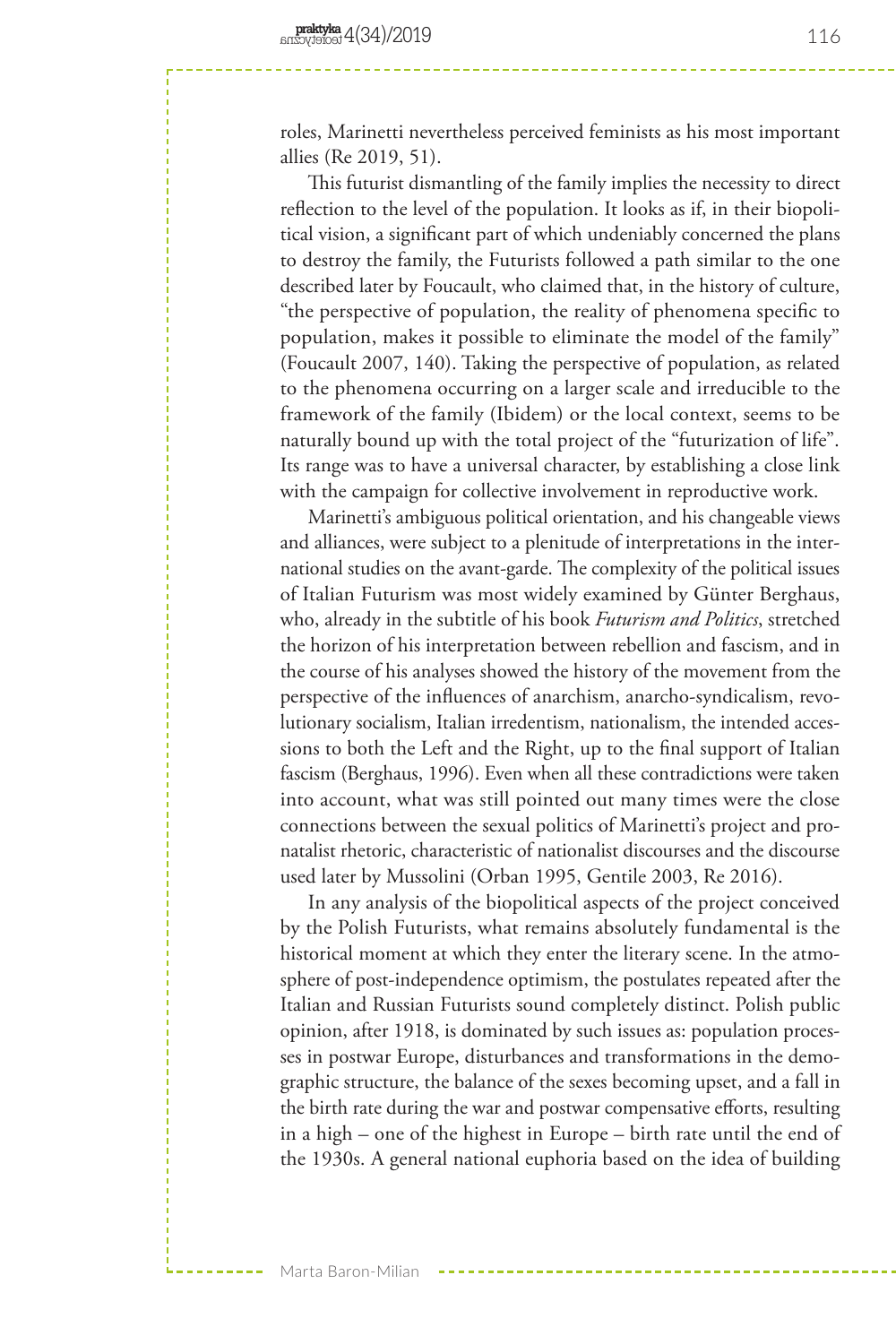roles, Marinetti nevertheless perceived feminists as his most important allies (Re 2019, 51).

This futurist dismantling of the family implies the necessity to direct reflection to the level of the population. It looks as if, in their biopolitical vision, a significant part of which undeniably concerned the plans to destroy the family, the Futurists followed a path similar to the one described later by Foucault, who claimed that, in the history of culture, "the perspective of population, the reality of phenomena specific to population, makes it possible to eliminate the model of the family" (Foucault 2007, 140). Taking the perspective of population, as related to the phenomena occurring on a larger scale and irreducible to the framework of the family (Ibidem) or the local context, seems to be naturally bound up with the total project of the "futurization of life". Its range was to have a universal character, by establishing a close link with the campaign for collective involvement in reproductive work.

Marinetti's ambiguous political orientation, and his changeable views and alliances, were subject to a plenitude of interpretations in the international studies on the avant-garde. The complexity of the political issues of Italian Futurism was most widely examined by Günter Berghaus, who, already in the subtitle of his book *Futurism and Politics*, stretched the horizon of his interpretation between rebellion and fascism, and in the course of his analyses showed the history of the movement from the perspective of the influences of anarchism, anarcho-syndicalism, revolutionary socialism, Italian irredentism, nationalism, the intended accessions to both the Left and the Right, up to the final support of Italian fascism (Berghaus, 1996). Even when all these contradictions were taken into account, what was still pointed out many times were the close connections between the sexual politics of Marinetti's project and pronatalist rhetoric, characteristic of nationalist discourses and the discourse used later by Mussolini (Orban 1995, Gentile 2003, Re 2016).

In any analysis of the biopolitical aspects of the project conceived by the Polish Futurists, what remains absolutely fundamental is the historical moment at which they enter the literary scene. In the atmosphere of post-independence optimism, the postulates repeated after the Italian and Russian Futurists sound completely distinct. Polish public opinion, after 1918, is dominated by such issues as: population processes in postwar Europe, disturbances and transformations in the demographic structure, the balance of the sexes becoming upset, and a fall in the birth rate during the war and postwar compensative efforts, resulting in a high – one of the highest in Europe – birth rate until the end of the 1930s. A general national euphoria based on the idea of building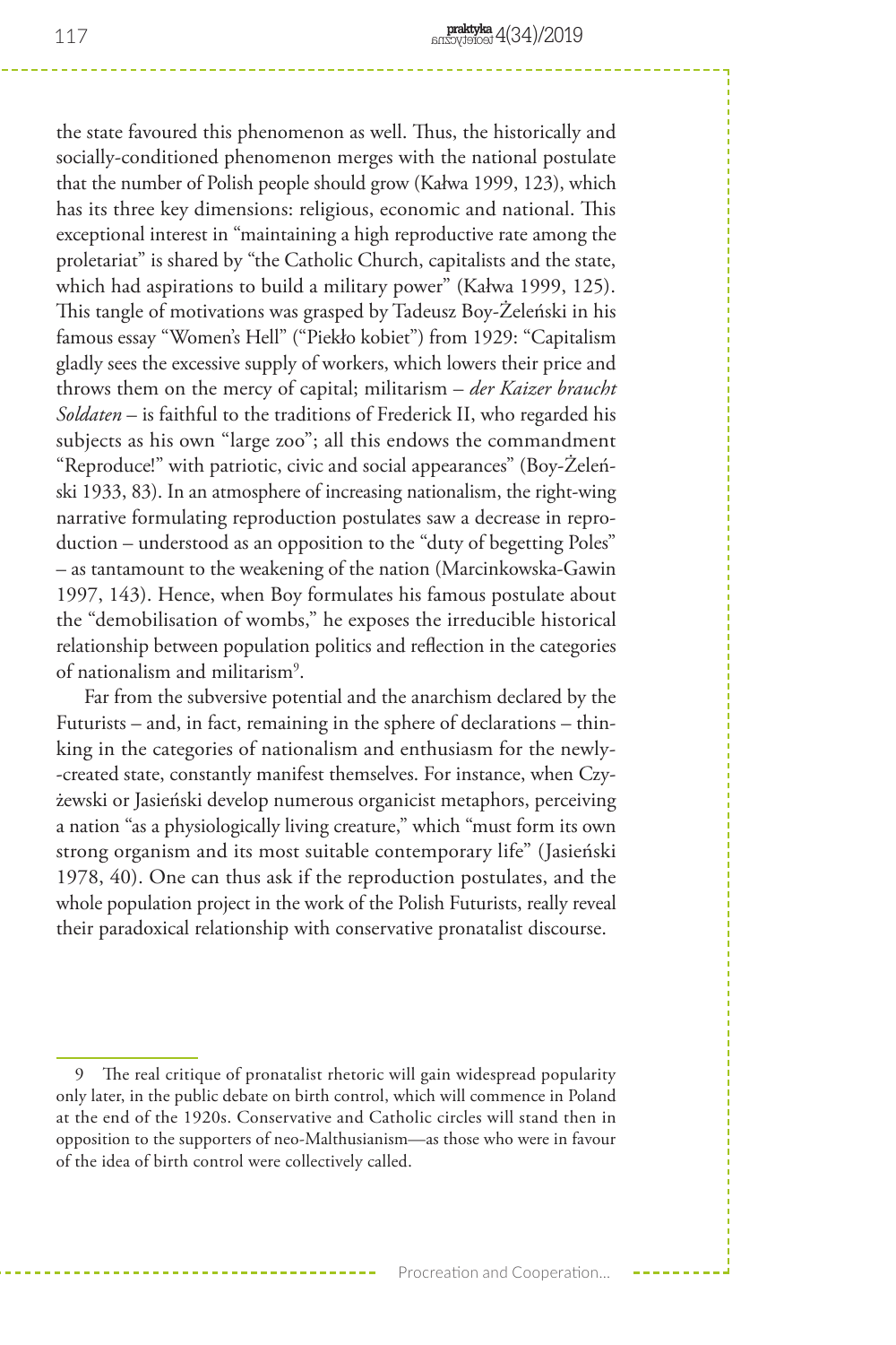the state favoured this phenomenon as well. Thus, the historically and socially-conditioned phenomenon merges with the national postulate that the number of Polish people should grow (Kałwa 1999, 123), which has its three key dimensions: religious, economic and national. This exceptional interest in "maintaining a high reproductive rate among the proletariat" is shared by "the Catholic Church, capitalists and the state, which had aspirations to build a military power" (Kałwa 1999, 125). This tangle of motivations was grasped by Tadeusz Boy-Żeleński in his famous essay "Women's Hell" ("Piekło kobiet") from 1929: "Capitalism gladly sees the excessive supply of workers, which lowers their price and throws them on the mercy of capital; militarism – *der Kaizer braucht Soldaten* – is faithful to the traditions of Frederick II, who regarded his subjects as his own "large zoo"; all this endows the commandment "Reproduce!" with patriotic, civic and social appearances" (Boy-Żeleński 1933, 83). In an atmosphere of increasing nationalism, the right-wing narrative formulating reproduction postulates saw a decrease in reproduction – understood as an opposition to the "duty of begetting Poles" – as tantamount to the weakening of the nation (Marcinkowska-Gawin 1997, 143). Hence, when Boy formulates his famous postulate about the "demobilisation of wombs," he exposes the irreducible historical relationship between population politics and reflection in the categories of nationalism and militarism[9].

Far from the subversive potential and the anarchism declared by the Futurists – and, in fact, remaining in the sphere of declarations – thinking in the categories of nationalism and enthusiasm for the newly-created state, constantly manifest themselves. For instance, when Czyżewski or Jasieński develop numerous organicist metaphors, perceiving a nation "as a physiologically living creature," which "must form its own strong organism and its most suitable contemporary life" (Jasieński 1978, 40). One can thus ask if the reproduction postulates, and the whole population project in the work of the Polish Futurists, really reveal their paradoxical relationship with conservative pronatalist discourse.

---

9 The real critique of pronatalist rhetoric will gain widespread popularity only later, in the public debate on birth control, which will commence in Poland at the end of the 1920s. Conservative and Catholic circles will stand then in opposition to the supporters of neo-Malthusianism—as those who were in favour of the idea of birth control were collectively called.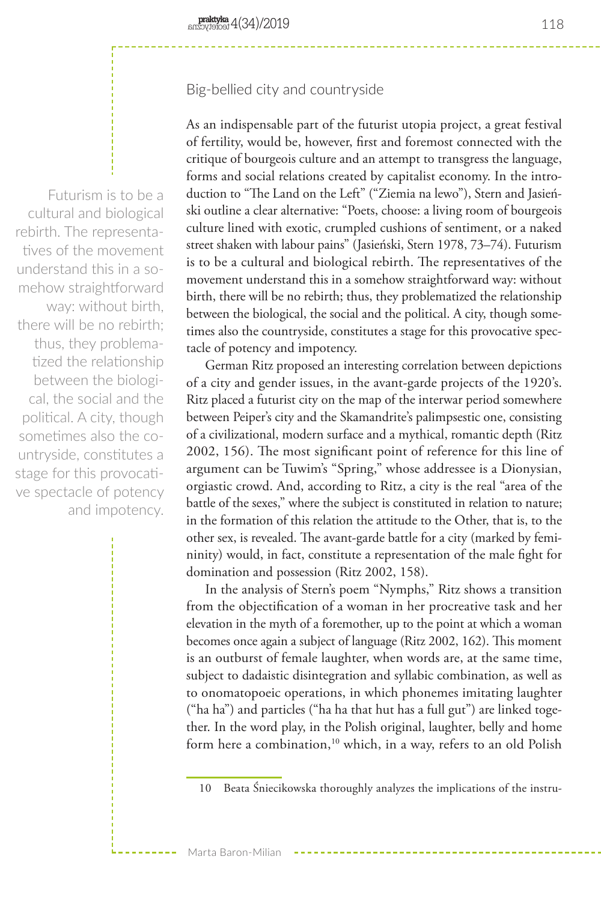## Big-bellied city and countryside

As an indispensable part of the futurist utopia project, a great festival of fertility, would be, however, first and foremost connected with the critique of bourgeois culture and an attempt to transgress the language, forms and social relations created by capitalist economy. In the introduction to "The Land on the Left" ("Ziemia na lewo"), Stern and Jasieński outline a clear alternative: "Poets, choose: a living room of bourgeois culture lined with exotic, crumpled cushions of sentiment, or a naked street shaken with labour pains" (Jasieński, Stern 1978, 73–74). Futurism is to be a cultural and biological rebirth. The representatives of the movement understand this in a somehow straightforward way: without birth, there will be no rebirth; thus, they problematized the relationship between the biological, the social and the political. A city, though sometimes also the countryside, constitutes a stage for this provocative spectacle of potency and impotency.

German Ritz proposed an interesting correlation between depictions of a city and gender issues, in the avant-garde projects of the 1920's. Ritz placed a futurist city on the map of the interwar period somewhere between Peiper's city and the Skamandrite's palimpsestic one, consisting of a civilizational, modern surface and a mythical, romantic depth (Ritz 2002, 156). The most significant point of reference for this line of argument can be Tuwim's "Spring," whose addressee is a Dionysian, orgiastic crowd. And, according to Ritz, a city is the real "area of the battle of the sexes," where the subject is constituted in relation to nature; in the formation of this relation the attitude to the Other, that is, to the other sex, is revealed. The avant-garde battle for a city (marked by femininity) would, in fact, constitute a representation of the male fight for domination and possession (Ritz 2002, 158).

In the analysis of Stern's poem "Nymphs," Ritz shows a transition from the objectification of a woman in her procreative task and her elevation in the myth of a foremother, up to the point at which a woman becomes once again a subject of language (Ritz 2002, 162). This moment is an outburst of female laughter, when words are, at the same time, subject to dadaistic disintegration and syllabic combination, as well as to onomatopoeic operations, in which phonemes imitating laughter ("ha ha") and particles ("ha ha that hut has a full gut") are linked together. In the word play, in the Polish original, laughter, belly and home form here a combination,[10] which, in a way, refers to an old Polish

10 Beata Śniecikowska thoroughly analyzes the implications of the instru-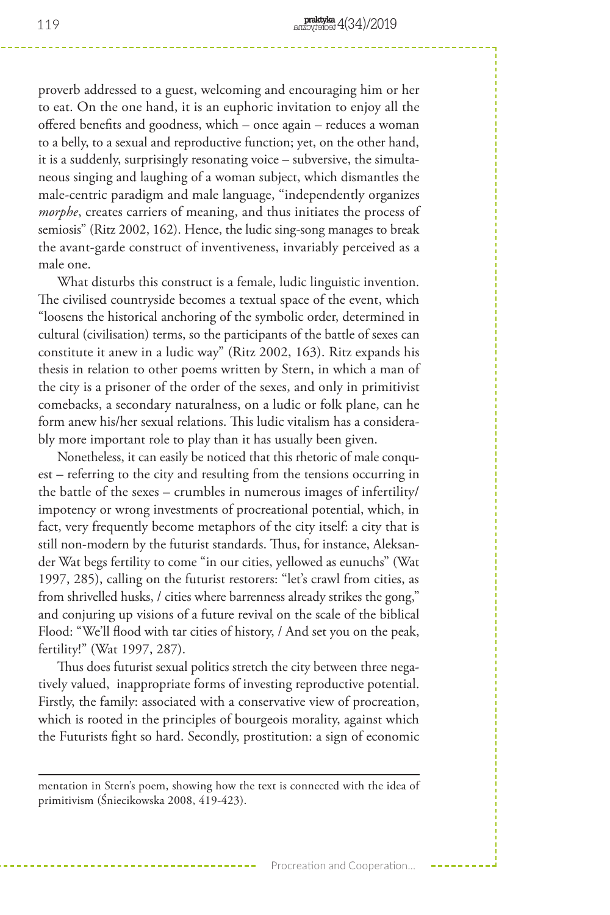proverb addressed to a guest, welcoming and encouraging him or her to eat. On the one hand, it is an euphoric invitation to enjoy all the offered benefits and goodness, which – once again – reduces a woman to a belly, to a sexual and reproductive function; yet, on the other hand, it is a suddenly, surprisingly resonating voice – subversive, the simultaneous singing and laughing of a woman subject, which dismantles the male-centric paradigm and male language, "independently organizes *morphe*, creates carriers of meaning, and thus initiates the process of semiosis" (Ritz 2002, 162). Hence, the ludic sing-song manages to break the avant-garde construct of inventiveness, invariably perceived as a male one.

What disturbs this construct is a female, ludic linguistic invention. The civilised countryside becomes a textual space of the event, which "loosens the historical anchoring of the symbolic order, determined in cultural (civilisation) terms, so the participants of the battle of sexes can constitute it anew in a ludic way" (Ritz 2002, 163). Ritz expands his thesis in relation to other poems written by Stern, in which a man of the city is a prisoner of the order of the sexes, and only in primitivist comebacks, a secondary naturalness, on a ludic or folk plane, can he form anew his/her sexual relations. This ludic vitalism has a considerably more important role to play than it has usually been given.

Nonetheless, it can easily be noticed that this rhetoric of male conquest – referring to the city and resulting from the tensions occurring in the battle of the sexes – crumbles in numerous images of infertility/impotency or wrong investments of procreational potential, which, in fact, very frequently become metaphors of the city itself: a city that is still non-modern by the futurist standards. Thus, for instance, Aleksander Wat begs fertility to come "in our cities, yellowed as eunuchs" (Wat 1997, 285), calling on the futurist restorers: "let's crawl from cities, as from shrivelled husks, / cities where barrenness already strikes the gong," and conjuring up visions of a future revival on the scale of the biblical Flood: "We'll flood with tar cities of history, / And set you on the peak, fertility!" (Wat 1997, 287).

Thus does futurist sexual politics stretch the city between three negatively valued, inappropriate forms of investing reproductive potential. Firstly, the family: associated with a conservative view of procreation, which is rooted in the principles of bourgeois morality, against which the Futurists fight so hard. Secondly, prostitution: a sign of economic

---

mentation in Stern's poem, showing how the text is connected with the idea of primitivism (Śniecikowska 2008, 419-423).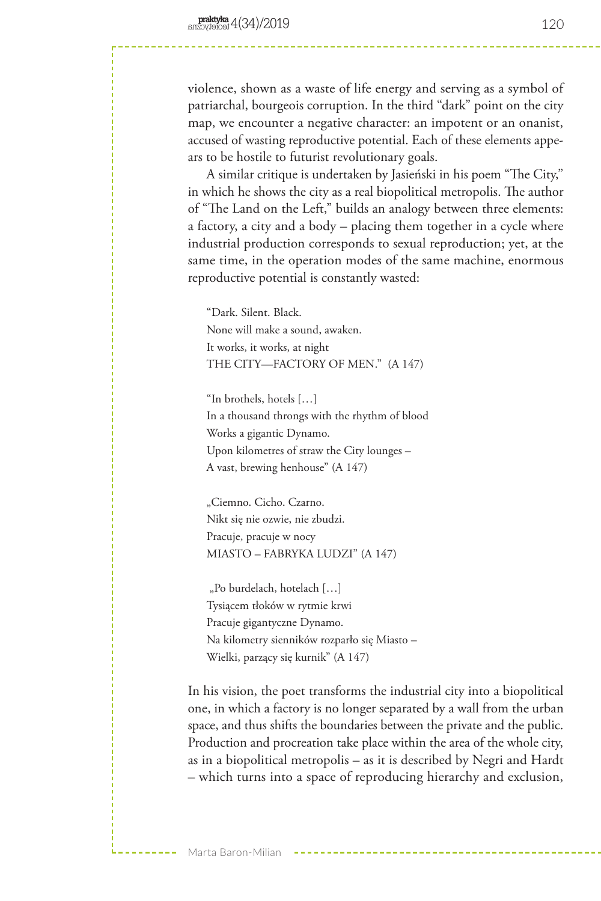violence, shown as a waste of life energy and serving as a symbol of patriarchal, bourgeois corruption. In the third "dark" point on the city map, we encounter a negative character: an impotent or an onanist, accused of wasting reproductive potential. Each of these elements appears to be hostile to futurist revolutionary goals.

A similar critique is undertaken by Jasieński in his poem "The City," in which he shows the city as a real biopolitical metropolis. The author of "The Land on the Left," builds an analogy between three elements: a factory, a city and a body – placing them together in a cycle where industrial production corresponds to sexual reproduction; yet, at the same time, in the operation modes of the same machine, enormous reproductive potential is constantly wasted:

> "Dark. Silent. Black.
> None will make a sound, awaken.
> It works, it works, at night
> THE CITY—FACTORY OF MEN." (A 147)
>
> "In brothels, hotels […]
> In a thousand throngs with the rhythm of blood
> Works a gigantic Dynamo.
> Upon kilometres of straw the City lounges –
> A vast, brewing henhouse" (A 147)
>
> „Ciemno. Cicho. Czarno.
> Nikt się nie ozwie, nie zbudzi.
> Pracuje, pracuje w nocy
> MIASTO – FABRYKA LUDZI" (A 147)
>
> „Po burdelach, hotelach […]
> Tysiącem tłoków w rytmie krwi
> Pracuje gigantyczne Dynamo.
> Na kilometry sienników rozparło się Miasto –
> Wielki, parzący się kurnik" (A 147)

In his vision, the poet transforms the industrial city into a biopolitical one, in which a factory is no longer separated by a wall from the urban space, and thus shifts the boundaries between the private and the public. Production and procreation take place within the area of the whole city, as in a biopolitical metropolis – as it is described by Negri and Hardt – which turns into a space of reproducing hierarchy and exclusion,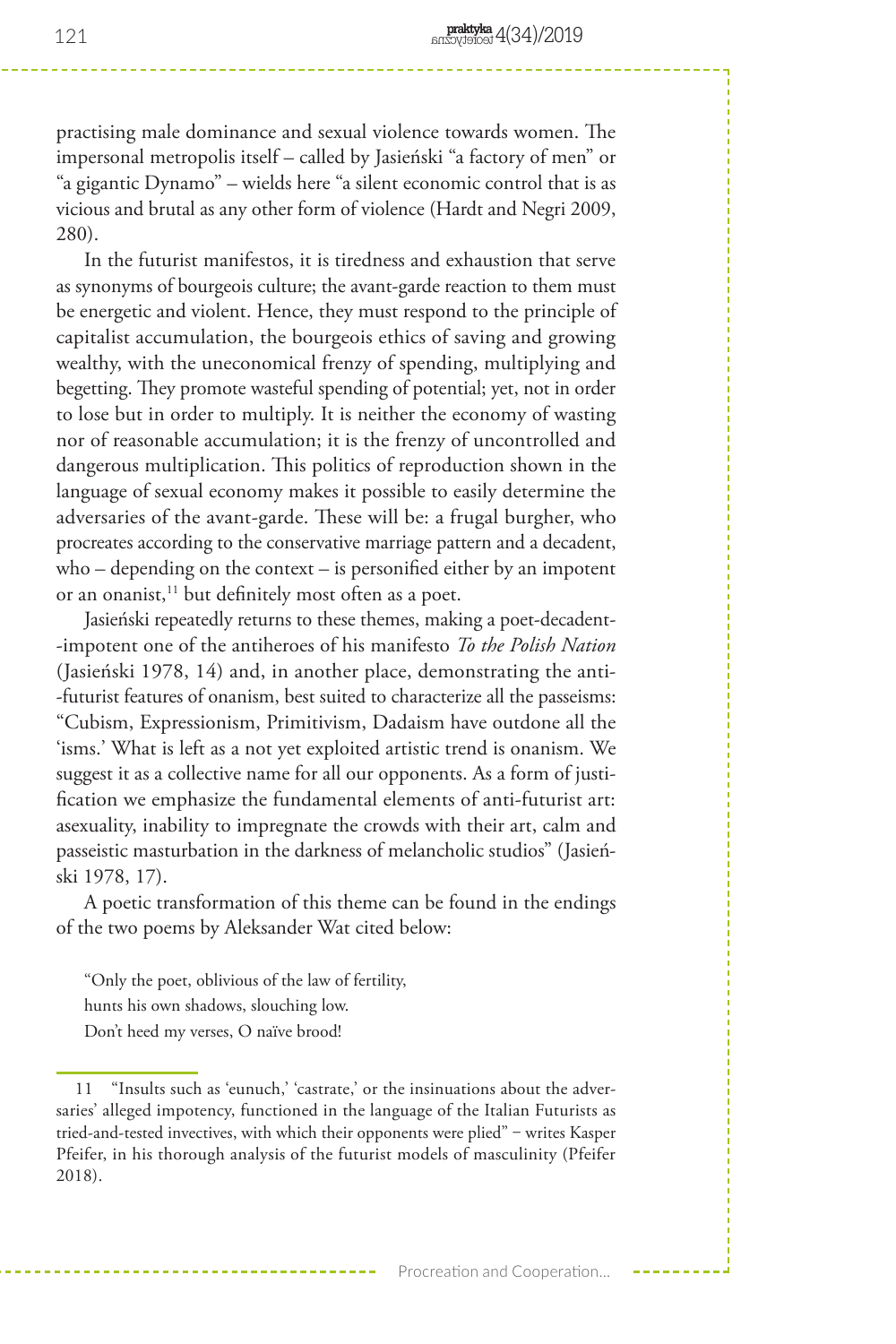practising male dominance and sexual violence towards women. The impersonal metropolis itself – called by Jasieński "a factory of men" or "a gigantic Dynamo" – wields here "a silent economic control that is as vicious and brutal as any other form of violence (Hardt and Negri 2009, 280).

In the futurist manifestos, it is tiredness and exhaustion that serve as synonyms of bourgeois culture; the avant-garde reaction to them must be energetic and violent. Hence, they must respond to the principle of capitalist accumulation, the bourgeois ethics of saving and growing wealthy, with the uneconomical frenzy of spending, multiplying and begetting. They promote wasteful spending of potential; yet, not in order to lose but in order to multiply. It is neither the economy of wasting nor of reasonable accumulation; it is the frenzy of uncontrolled and dangerous multiplication. This politics of reproduction shown in the language of sexual economy makes it possible to easily determine the adversaries of the avant-garde. These will be: a frugal burgher, who procreates according to the conservative marriage pattern and a decadent, who – depending on the context – is personified either by an impotent or an onanist,[11] but definitely most often as a poet.

Jasieński repeatedly returns to these themes, making a poet-decadent-impotent one of the antiheroes of his manifesto *To the Polish Nation* (Jasieński 1978, 14) and, in another place, demonstrating the anti-futurist features of onanism, best suited to characterize all the passeisms: "Cubism, Expressionism, Primitivism, Dadaism have outdone all the 'isms.' What is left as a not yet exploited artistic trend is onanism. We suggest it as a collective name for all our opponents. As a form of justification we emphasize the fundamental elements of anti-futurist art: asexuality, inability to impregnate the crowds with their art, calm and passeistic masturbation in the darkness of melancholic studios" (Jasieński 1978, 17).

A poetic transformation of this theme can be found in the endings of the two poems by Aleksander Wat cited below:

"Only the poet, oblivious of the law of fertility,
hunts his own shadows, slouching low.
Don't heed my verses, O naïve brood!

11 "Insults such as 'eunuch,' 'castrate,' or the insinuations about the adversaries' alleged impotency, functioned in the language of the Italian Futurists as tried-and-tested invectives, with which their opponents were plied" − writes Kasper Pfeifer, in his thorough analysis of the futurist models of masculinity (Pfeifer 2018).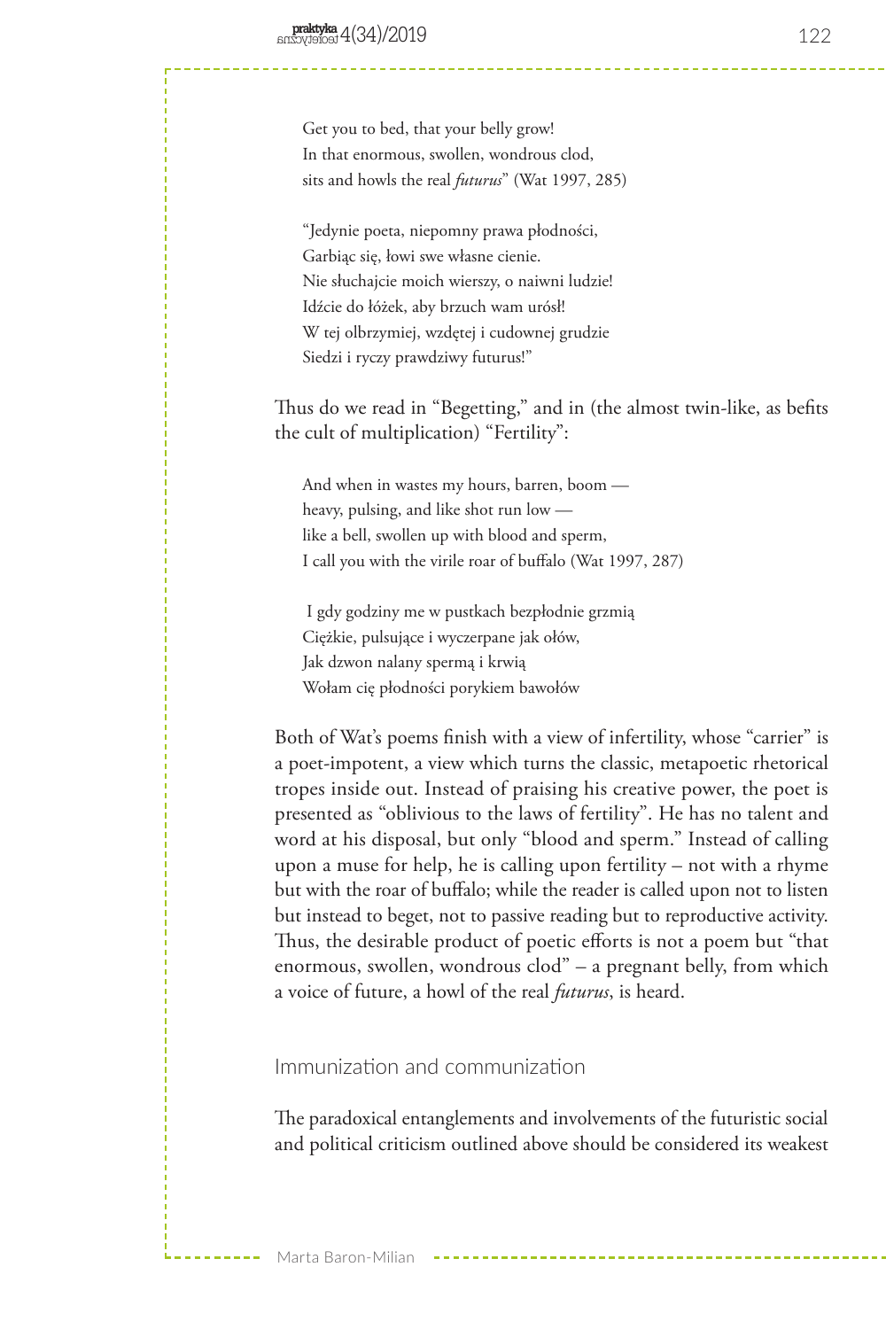> Get you to bed, that your belly grow!
> In that enormous, swollen, wondrous clod,
> sits and howls the real *futurus*" (Wat 1997, 285)
>
> "Jedynie poeta, niepomny prawa płodności,
> Garbiąc się, łowi swe własne cienie.
> Nie słuchajcie moich wierszy, o naiwni ludzie!
> Idźcie do łóżek, aby brzuch wam urósł!
> W tej olbrzymiej, wzdętej i cudownej grudzie
> Siedzi i ryczy prawdziwy futurus!"

Thus do we read in "Begetting," and in (the almost twin-like, as befits the cult of multiplication) "Fertility":

> And when in wastes my hours, barren, boom —
> heavy, pulsing, and like shot run low —
> like a bell, swollen up with blood and sperm,
> I call you with the virile roar of buffalo (Wat 1997, 287)
>
> I gdy godziny me w pustkach bezpłodnie grzmią
> Ciężkie, pulsujące i wyczerpane jak ołów,
> Jak dzwon nalany spermą i krwią
> Wołam cię płodności porykiem bawołów

Both of Wat's poems finish with a view of infertility, whose "carrier" is a poet-impotent, a view which turns the classic, metapoetic rhetorical tropes inside out. Instead of praising his creative power, the poet is presented as "oblivious to the laws of fertility". He has no talent and word at his disposal, but only "blood and sperm." Instead of calling upon a muse for help, he is calling upon fertility – not with a rhyme but with the roar of buffalo; while the reader is called upon not to listen but instead to beget, not to passive reading but to reproductive activity. Thus, the desirable product of poetic efforts is not a poem but "that enormous, swollen, wondrous clod" – a pregnant belly, from which a voice of future, a howl of the real *futurus*, is heard.

## Immunization and communization

The paradoxical entanglements and involvements of the futuristic social and political criticism outlined above should be considered its weakest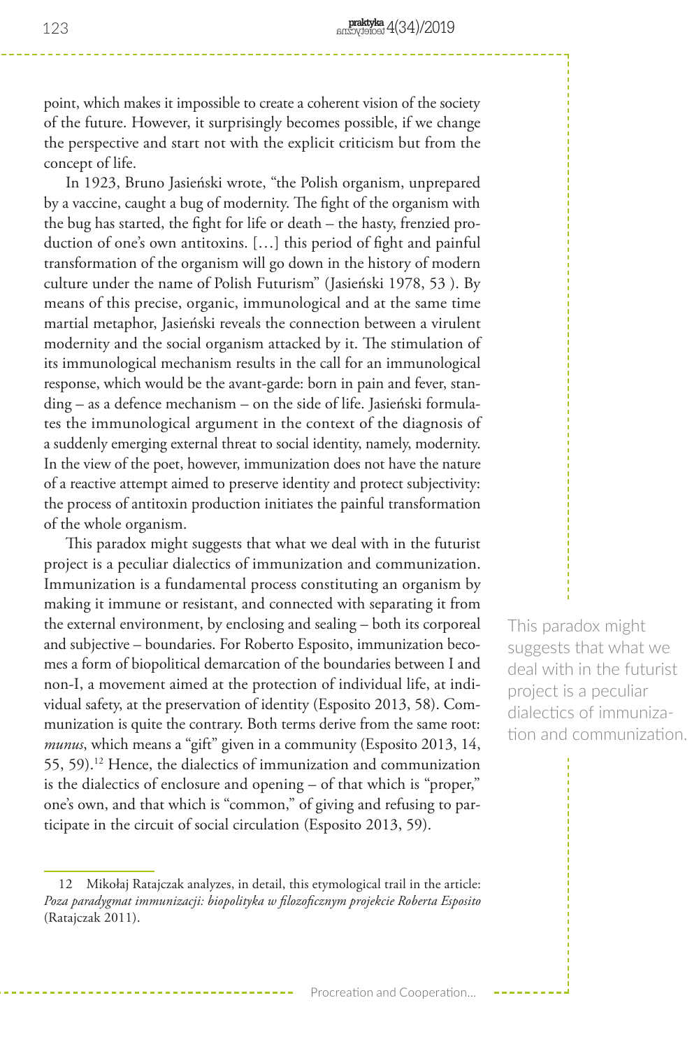point, which makes it impossible to create a coherent vision of the society of the future. However, it surprisingly becomes possible, if we change the perspective and start not with the explicit criticism but from the concept of life.

In 1923, Bruno Jasieński wrote, "the Polish organism, unprepared by a vaccine, caught a bug of modernity. The fight of the organism with the bug has started, the fight for life or death – the hasty, frenzied production of one's own antitoxins. […] this period of fight and painful transformation of the organism will go down in the history of modern culture under the name of Polish Futurism" (Jasieński 1978, 53 ). By means of this precise, organic, immunological and at the same time martial metaphor, Jasieński reveals the connection between a virulent modernity and the social organism attacked by it. The stimulation of its immunological mechanism results in the call for an immunological response, which would be the avant-garde: born in pain and fever, standing – as a defence mechanism – on the side of life. Jasieński formulates the immunological argument in the context of the diagnosis of a suddenly emerging external threat to social identity, namely, modernity. In the view of the poet, however, immunization does not have the nature of a reactive attempt aimed to preserve identity and protect subjectivity: the process of antitoxin production initiates the painful transformation of the whole organism.

This paradox might suggests that what we deal with in the futurist project is a peculiar dialectics of immunization and communization. Immunization is a fundamental process constituting an organism by making it immune or resistant, and connected with separating it from the external environment, by enclosing and sealing – both its corporeal and subjective – boundaries. For Roberto Esposito, immunization becomes a form of biopolitical demarcation of the boundaries between I and non-I, a movement aimed at the protection of individual life, at individual safety, at the preservation of identity (Esposito 2013, 58). Communization is quite the contrary. Both terms derive from the same root: *munus*, which means a "gift" given in a community (Esposito 2013, 14, 55, 59).[12] Hence, the dialectics of immunization and communization is the dialectics of enclosure and opening – of that which is "proper," one's own, and that which is "common," of giving and refusing to participate in the circuit of social circulation (Esposito 2013, 59).

> This paradox might suggests that what we deal with in the futurist project is a peculiar dialectics of immunization and communization.

---

12 Mikołaj Ratajczak analyzes, in detail, this etymological trail in the article: *Poza paradygmat immunizacji: biopolityka w filozoficznym projekcie Roberta Esposito* (Ratajczak 2011).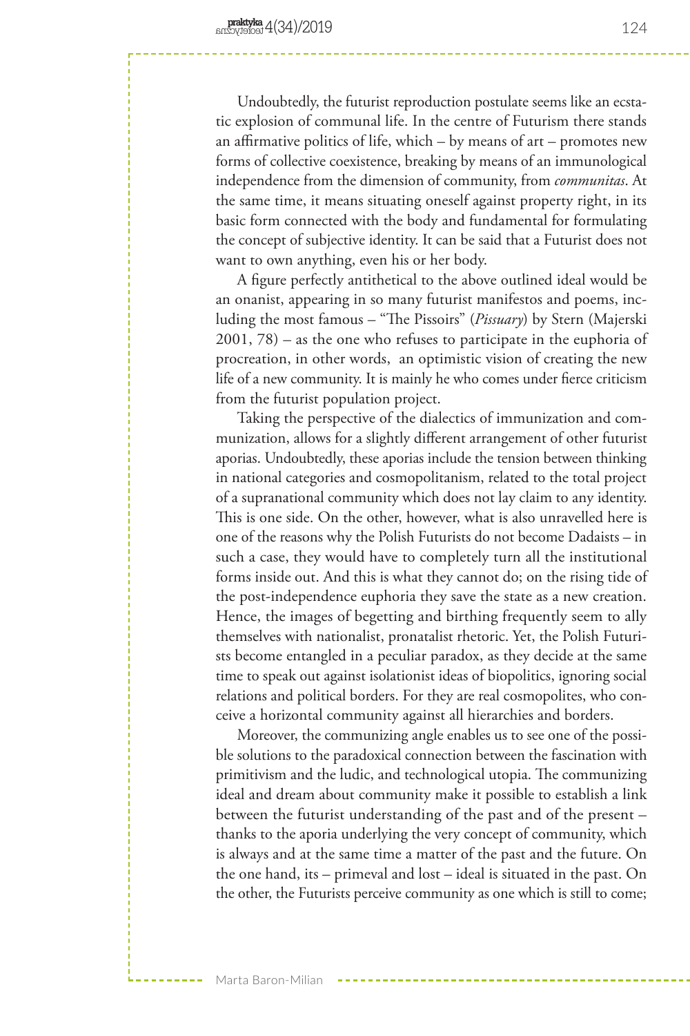Undoubtedly, the futurist reproduction postulate seems like an ecstatic explosion of communal life. In the centre of Futurism there stands an affirmative politics of life, which – by means of art – promotes new forms of collective coexistence, breaking by means of an immunological independence from the dimension of community, from *communitas*. At the same time, it means situating oneself against property right, in its basic form connected with the body and fundamental for formulating the concept of subjective identity. It can be said that a Futurist does not want to own anything, even his or her body.

A figure perfectly antithetical to the above outlined ideal would be an onanist, appearing in so many futurist manifestos and poems, including the most famous – "The Pissoirs" (*Pissuary*) by Stern (Majerski 2001, 78) – as the one who refuses to participate in the euphoria of procreation, in other words, an optimistic vision of creating the new life of a new community. It is mainly he who comes under fierce criticism from the futurist population project.

Taking the perspective of the dialectics of immunization and communization, allows for a slightly different arrangement of other futurist aporias. Undoubtedly, these aporias include the tension between thinking in national categories and cosmopolitanism, related to the total project of a supranational community which does not lay claim to any identity. This is one side. On the other, however, what is also unravelled here is one of the reasons why the Polish Futurists do not become Dadaists – in such a case, they would have to completely turn all the institutional forms inside out. And this is what they cannot do; on the rising tide of the post-independence euphoria they save the state as a new creation. Hence, the images of begetting and birthing frequently seem to ally themselves with nationalist, pronatalist rhetoric. Yet, the Polish Futurists become entangled in a peculiar paradox, as they decide at the same time to speak out against isolationist ideas of biopolitics, ignoring social relations and political borders. For they are real cosmopolites, who conceive a horizontal community against all hierarchies and borders.

Moreover, the communizing angle enables us to see one of the possible solutions to the paradoxical connection between the fascination with primitivism and the ludic, and technological utopia. The communizing ideal and dream about community make it possible to establish a link between the futurist understanding of the past and of the present – thanks to the aporia underlying the very concept of community, which is always and at the same time a matter of the past and the future. On the one hand, its – primeval and lost – ideal is situated in the past. On the other, the Futurists perceive community as one which is still to come;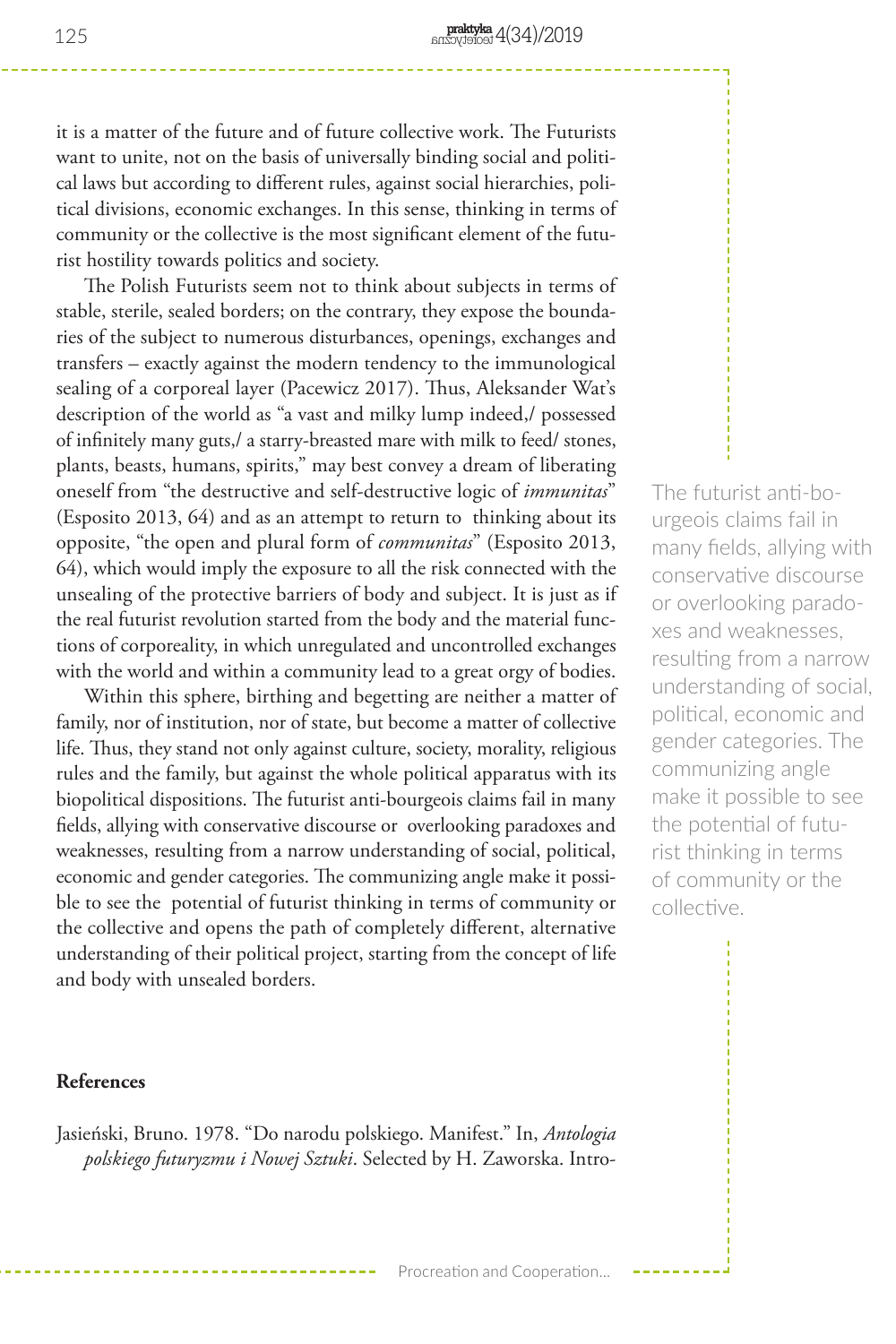it is a matter of the future and of future collective work. The Futurists want to unite, not on the basis of universally binding social and political laws but according to different rules, against social hierarchies, political divisions, economic exchanges. In this sense, thinking in terms of community or the collective is the most significant element of the futurist hostility towards politics and society.

The Polish Futurists seem not to think about subjects in terms of stable, sterile, sealed borders; on the contrary, they expose the boundaries of the subject to numerous disturbances, openings, exchanges and transfers – exactly against the modern tendency to the immunological sealing of a corporeal layer (Pacewicz 2017). Thus, Aleksander Wat's description of the world as "a vast and milky lump indeed,/ possessed of infinitely many guts,/ a starry-breasted mare with milk to feed/ stones, plants, beasts, humans, spirits," may best convey a dream of liberating oneself from "the destructive and self-destructive logic of *immunitas*" (Esposito 2013, 64) and as an attempt to return to thinking about its opposite, "the open and plural form of *communitas*" (Esposito 2013, 64), which would imply the exposure to all the risk connected with the unsealing of the protective barriers of body and subject. It is just as if the real futurist revolution started from the body and the material functions of corporeality, in which unregulated and uncontrolled exchanges with the world and within a community lead to a great orgy of bodies.

Within this sphere, birthing and begetting are neither a matter of family, nor of institution, nor of state, but become a matter of collective life. Thus, they stand not only against culture, society, morality, religious rules and the family, but against the whole political apparatus with its biopolitical dispositions. The futurist anti-bourgeois claims fail in many fields, allying with conservative discourse or overlooking paradoxes and weaknesses, resulting from a narrow understanding of social, political, economic and gender categories. The communizing angle make it possible to see the potential of futurist thinking in terms of community or the collective and opens the path of completely different, alternative understanding of their political project, starting from the concept of life and body with unsealed borders.

> The futurist anti-bourgeois claims fail in many fields, allying with conservative discourse or overlooking paradoxes and weaknesses, resulting from a narrow understanding of social, political, economic and gender categories. The communizing angle make it possible to see the potential of futurist thinking in terms of community or the collective.

## References

Jasieński, Bruno. 1978. "Do narodu polskiego. Manifest." In, *Antologia polskiego futuryzmu i Nowej Sztuki*. Selected by H. Zaworska. Intro-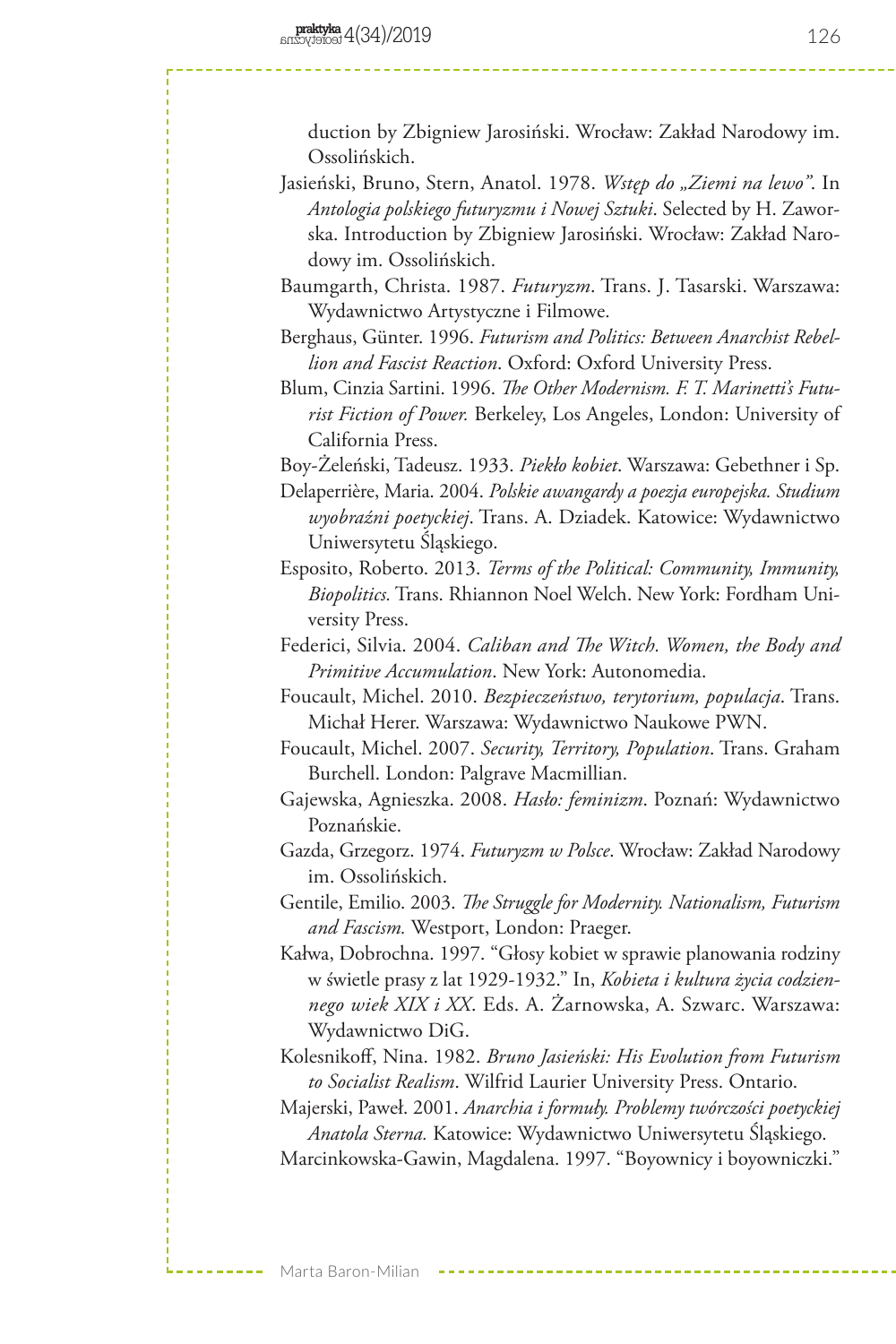duction by Zbigniew Jarosiński. Wrocław: Zakład Narodowy im. Ossolińskich.

Jasieński, Bruno, Stern, Anatol. 1978. *Wstęp do „Ziemi na lewo"*. In *Antologia polskiego futuryzmu i Nowej Sztuki*. Selected by H. Zaworska. Introduction by Zbigniew Jarosiński. Wrocław: Zakład Narodowy im. Ossolińskich.

Baumgarth, Christa. 1987. *Futuryzm*. Trans. J. Tasarski. Warszawa: Wydawnictwo Artystyczne i Filmowe.

Berghaus, Günter. 1996. *Futurism and Politics: Between Anarchist Rebellion and Fascist Reaction*. Oxford: Oxford University Press.

Blum, Cinzia Sartini. 1996. *The Other Modernism. F. T. Marinetti's Futurist Fiction of Power.* Berkeley, Los Angeles, London: University of California Press.

Boy-Żeleński, Tadeusz. 1933. *Piekło kobiet*. Warszawa: Gebethner i Sp.

Delaperrière, Maria. 2004. *Polskie awangardy a poezja europejska. Studium wyobraźni poetyckiej*. Trans. A. Dziadek. Katowice: Wydawnictwo Uniwersytetu Śląskiego.

Esposito, Roberto. 2013. *Terms of the Political: Community, Immunity, Biopolitics.* Trans. Rhiannon Noel Welch. New York: Fordham University Press.

Federici, Silvia. 2004. *Caliban and The Witch. Women, the Body and Primitive Accumulation*. New York: Autonomedia.

Foucault, Michel. 2010. *Bezpieczeństwo, terytorium, populacja*. Trans. Michał Herer. Warszawa: Wydawnictwo Naukowe PWN.

Foucault, Michel. 2007. *Security, Territory, Population*. Trans. Graham Burchell. London: Palgrave Macmillian.

Gajewska, Agnieszka. 2008. *Hasło: feminizm*. Poznań: Wydawnictwo Poznańskie.

Gazda, Grzegorz. 1974. *Futuryzm w Polsce*. Wrocław: Zakład Narodowy im. Ossolińskich.

Gentile, Emilio. 2003. *The Struggle for Modernity. Nationalism, Futurism and Fascism.* Westport, London: Praeger.

Kałwa, Dobrochna. 1997. "Głosy kobiet w sprawie planowania rodziny w świetle prasy z lat 1929-1932." In, *Kobieta i kultura życia codziennego wiek XIX i XX*. Eds. A. Żarnowska, A. Szwarc. Warszawa: Wydawnictwo DiG.

Kolesnikoff, Nina. 1982. *Bruno Jasieński: His Evolution from Futurism to Socialist Realism*. Wilfrid Laurier University Press. Ontario.

Majerski, Paweł. 2001. *Anarchia i formuły. Problemy twórczości poetyckiej Anatola Sterna.* Katowice: Wydawnictwo Uniwersytetu Śląskiego.

Marcinkowska-Gawin, Magdalena. 1997. "Boyownicy i boyowniczki."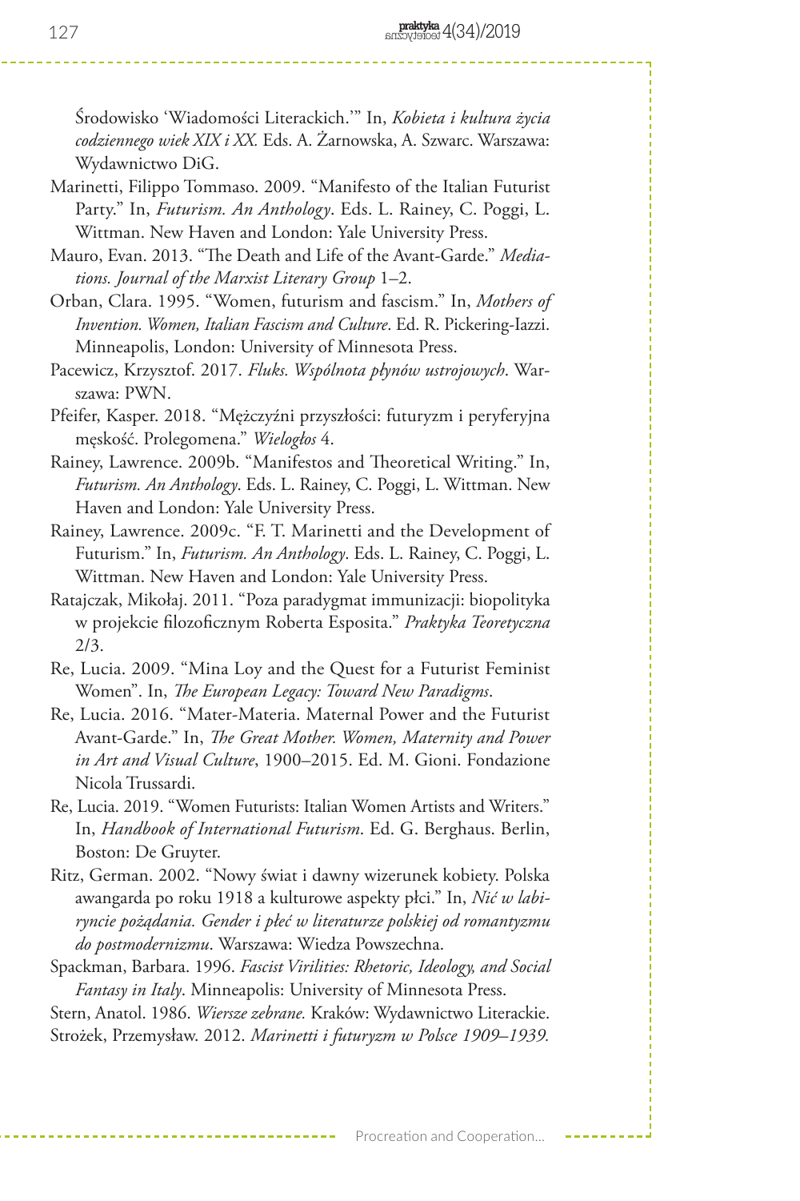Środowisko 'Wiadomości Literackich.'" In, *Kobieta i kultura życia codziennego wiek XIX i XX.* Eds. A. Żarnowska, A. Szwarc. Warszawa: Wydawnictwo DiG.

Marinetti, Filippo Tommaso. 2009. "Manifesto of the Italian Futurist Party." In, *Futurism. An Anthology*. Eds. L. Rainey, C. Poggi, L. Wittman. New Haven and London: Yale University Press.

Mauro, Evan. 2013. "The Death and Life of the Avant-Garde." *Mediations. Journal of the Marxist Literary Group* 1–2.

Orban, Clara. 1995. "Women, futurism and fascism." In, *Mothers of Invention. Women, Italian Fascism and Culture*. Ed. R. Pickering-Iazzi. Minneapolis, London: University of Minnesota Press.

Pacewicz, Krzysztof. 2017. *Fluks. Wspólnota płynów ustrojowych*. Warszawa: PWN.

Pfeifer, Kasper. 2018. "Mężczyźni przyszłości: futuryzm i peryferyjna męskość. Prolegomena." *Wielogłos* 4.

Rainey, Lawrence. 2009b. "Manifestos and Theoretical Writing." In, *Futurism. An Anthology*. Eds. L. Rainey, C. Poggi, L. Wittman. New Haven and London: Yale University Press.

Rainey, Lawrence. 2009c. "F. T. Marinetti and the Development of Futurism." In, *Futurism. An Anthology*. Eds. L. Rainey, C. Poggi, L. Wittman. New Haven and London: Yale University Press.

Ratajczak, Mikołaj. 2011. "Poza paradygmat immunizacji: biopolityka w projekcie filozoficznym Roberta Esposita." *Praktyka Teoretyczna* 2/3.

Re, Lucia. 2009. "Mina Loy and the Quest for a Futurist Feminist Women". In, *The European Legacy: Toward New Paradigms*.

Re, Lucia. 2016. "Mater-Materia. Maternal Power and the Futurist Avant-Garde." In, *The Great Mother. Women, Maternity and Power in Art and Visual Culture*, 1900–2015. Ed. M. Gioni. Fondazione Nicola Trussardi.

Re, Lucia. 2019. "Women Futurists: Italian Women Artists and Writers." In, *Handbook of International Futurism*. Ed. G. Berghaus. Berlin, Boston: De Gruyter.

Ritz, German. 2002. "Nowy świat i dawny wizerunek kobiety. Polska awangarda po roku 1918 a kulturowe aspekty płci." In, *Nić w labiryncie pożądania. Gender i płeć w literaturze polskiej od romantyzmu do postmodernizmu*. Warszawa: Wiedza Powszechna.

Spackman, Barbara. 1996. *Fascist Virilities: Rhetoric, Ideology, and Social Fantasy in Italy*. Minneapolis: University of Minnesota Press.

Stern, Anatol. 1986. *Wiersze zebrane.* Kraków: Wydawnictwo Literackie.

Strożek, Przemysław. 2012. *Marinetti i futuryzm w Polsce 1909–1939.*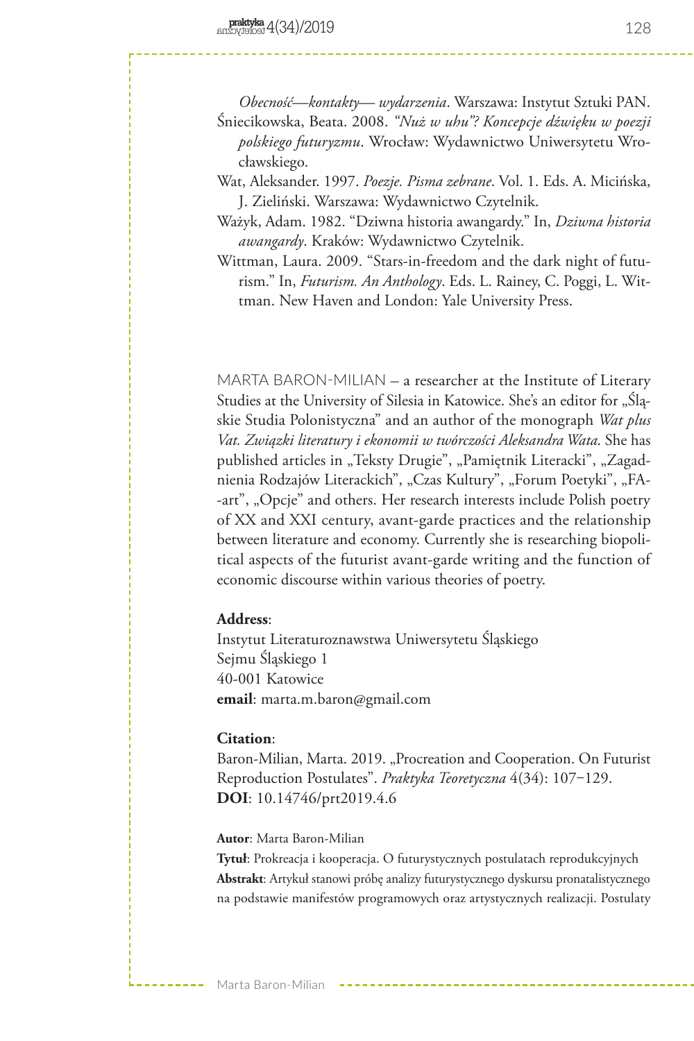*Obecność—kontakty— wydarzenia*. Warszawa: Instytut Sztuki PAN.

Śniecikowska, Beata. 2008. *"Nuż w uhu"? Koncepcje dźwięku w poezji polskiego futuryzmu*. Wrocław: Wydawnictwo Uniwersytetu Wrocławskiego.

Wat, Aleksander. 1997. *Poezje. Pisma zebrane*. Vol. 1. Eds. A. Micińska, J. Zieliński. Warszawa: Wydawnictwo Czytelnik.

Ważyk, Adam. 1982. "Dziwna historia awangardy." In, *Dziwna historia awangardy*. Kraków: Wydawnictwo Czytelnik.

Wittman, Laura. 2009. "Stars-in-freedom and the dark night of futurism." In, *Futurism. An Anthology*. Eds. L. Rainey, C. Poggi, L. Wittman. New Haven and London: Yale University Press.

MARTA BARON-MILIAN – a researcher at the Institute of Literary Studies at the University of Silesia in Katowice. She's an editor for „Śląskie Studia Polonistyczna" and an author of the monograph *Wat plus Vat. Związki literatury i ekonomii w twórczości Aleksandra Wata*. She has published articles in „Teksty Drugie", „Pamiętnik Literacki", „Zagadnienia Rodzajów Literackich", „Czas Kultury", „Forum Poetyki", „FA-art", „Opcje" and others. Her research interests include Polish poetry of XX and XXI century, avant-garde practices and the relationship between literature and economy. Currently she is researching biopolitical aspects of the futurist avant-garde writing and the function of economic discourse within various theories of poetry.

**Address**:
Instytut Literaturoznawstwa Uniwersytetu Śląskiego
Sejmu Śląskiego 1
40-001 Katowice
**email**: marta.m.baron@gmail.com

**Citation**:
Baron-Milian, Marta. 2019. „Procreation and Cooperation. On Futurist Reproduction Postulates". *Praktyka Teoretyczna* 4(34): 107−129.
**DOI**: 10.14746/prt2019.4.6

**Autor**: Marta Baron-Milian
**Tytuł**: Prokreacja i kooperacja. O futurystycznych postulatach reprodukcyjnych
**Abstrakt**: Artykuł stanowi próbę analizy futurystycznego dyskursu pronatalistycznego na podstawie manifestów programowych oraz artystycznych realizacji. Postulaty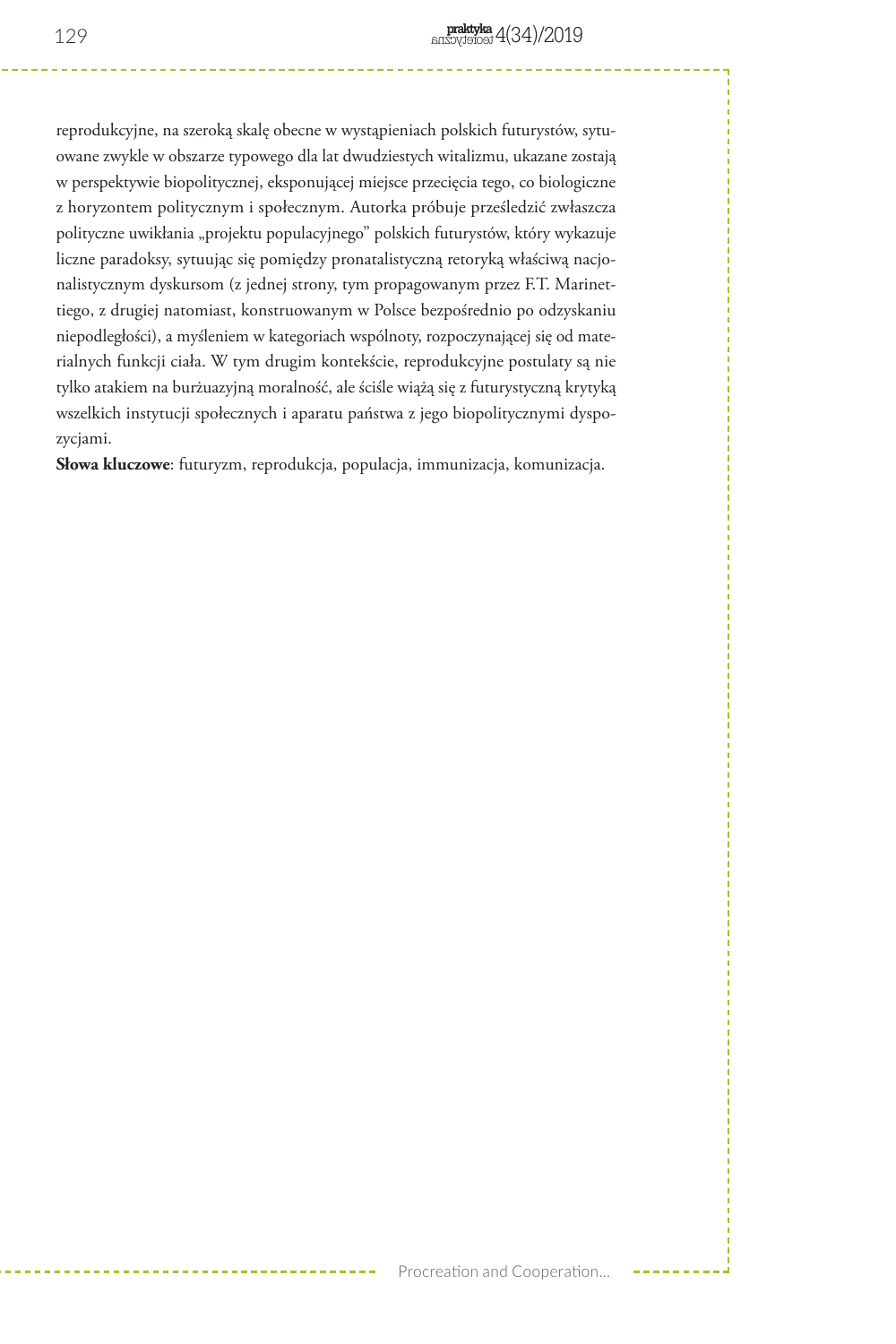reprodukcyjne, na szeroką skalę obecne w wystąpieniach polskich futurystów, sytuowane zwykle w obszarze typowego dla lat dwudziestych witalizmu, ukazane zostają w perspektywie biopolitycznej, eksponującej miejsce przecięcia tego, co biologiczne z horyzontem politycznym i społecznym. Autorka próbuje prześledzić zwłaszcza polityczne uwikłania „projektu populacyjnego" polskich futurystów, który wykazuje liczne paradoksy, sytuując się pomiędzy pronatalistyczną retoryką właściwą nacjonalistycznym dyskursom (z jednej strony, tym propagowanym przez F.T. Marinettiego, z drugiej natomiast, konstruowanym w Polsce bezpośrednio po odzyskaniu niepodległości), a myśleniem w kategoriach wspólnoty, rozpoczynającej się od materialnych funkcji ciała. W tym drugim kontekście, reprodukcyjne postulaty są nie tylko atakiem na burżuazyjną moralność, ale ściśle wiążą się z futurystyczną krytyką wszelkich instytucji społecznych i aparatu państwa z jego biopolitycznymi dyspozycjami.

**Słowa kluczowe**: futuryzm, reprodukcja, populacja, immunizacja, komunizacja.